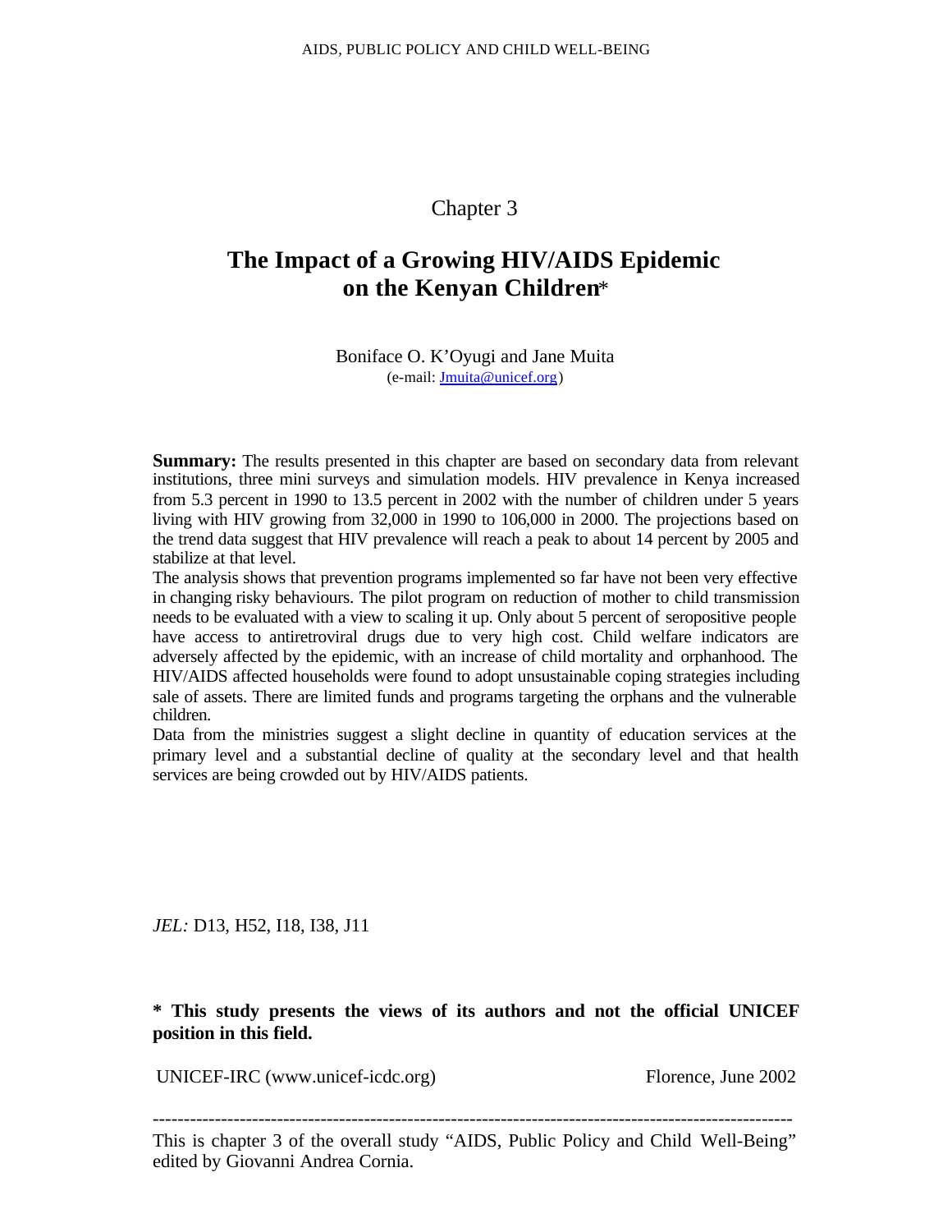Chapter 3

# The Impact of a Growing HIV/AIDS Epidemic on the Kenyan Children*

Boniface O. K'Oyugi and Jane Muita
(e-mail: Jmuita@unicef.org)

**Summary:** The results presented in this chapter are based on secondary data from relevant institutions, three mini surveys and simulation models. HIV prevalence in Kenya increased from 5.3 percent in 1990 to 13.5 percent in 2002 with the number of children under 5 years living with HIV growing from 32,000 in 1990 to 106,000 in 2000. The projections based on the trend data suggest that HIV prevalence will reach a peak to about 14 percent by 2005 and stabilize at that level.

The analysis shows that prevention programs implemented so far have not been very effective in changing risky behaviours. The pilot program on reduction of mother to child transmission needs to be evaluated with a view to scaling it up. Only about 5 percent of seropositive people have access to antiretroviral drugs due to very high cost. Child welfare indicators are adversely affected by the epidemic, with an increase of child mortality and orphanhood. The HIV/AIDS affected households were found to adopt unsustainable coping strategies including sale of assets. There are limited funds and programs targeting the orphans and the vulnerable children.

Data from the ministries suggest a slight decline in quantity of education services at the primary level and a substantial decline of quality at the secondary level and that health services are being crowded out by HIV/AIDS patients.

*JEL:* D13, H52, I18, I38, J11

**\* This study presents the views of its authors and not the official UNICEF position in this field.**

UNICEF-IRC (www.unicef-icdc.org) Florence, June 2002

---

This is chapter 3 of the overall study "AIDS, Public Policy and Child Well-Being" edited by Giovanni Andrea Cornia.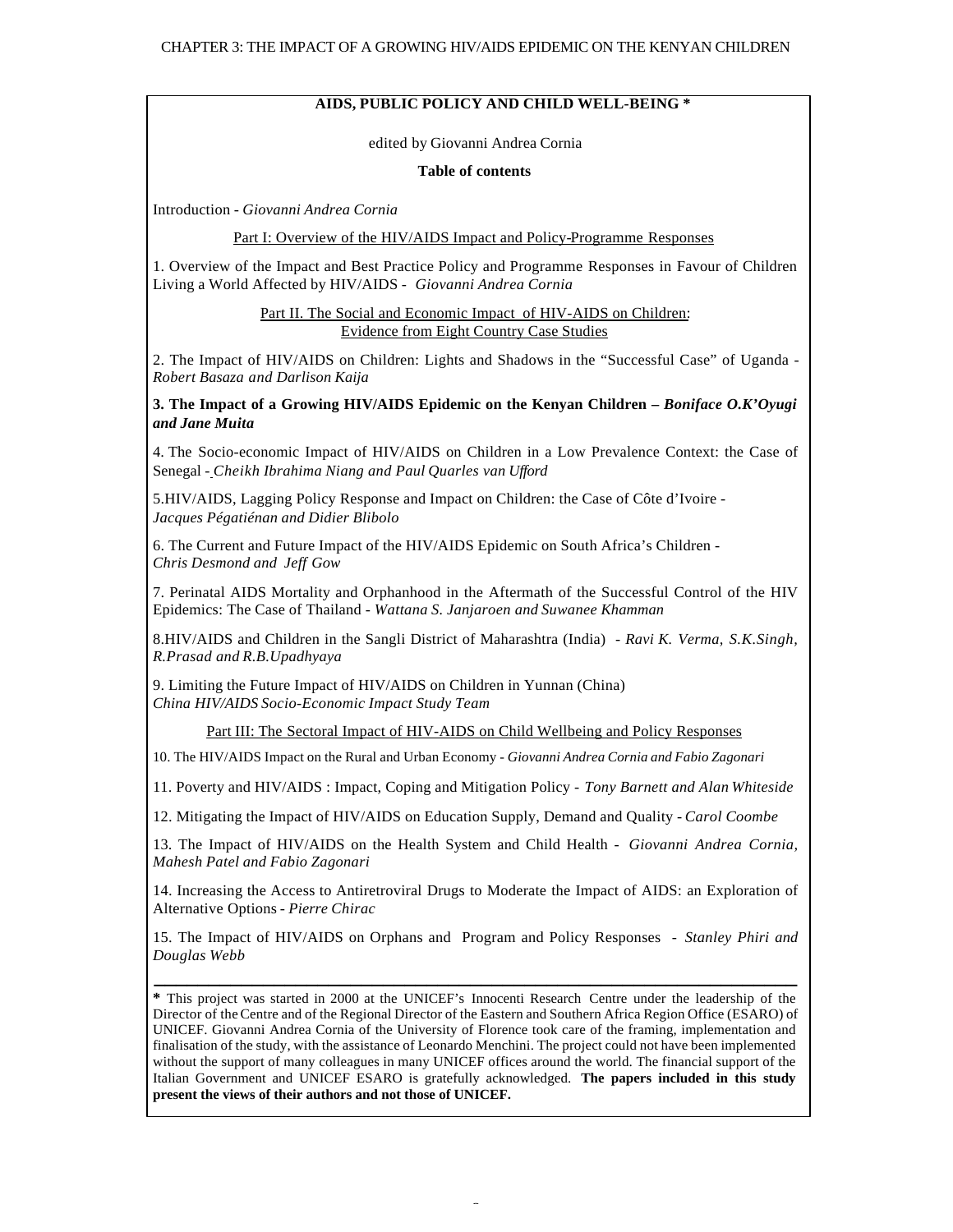**AIDS, PUBLIC POLICY AND CHILD WELL-BEING \***

edited by Giovanni Andrea Cornia

**Table of contents**

Introduction - *Giovanni Andrea Cornia*

Part I: Overview of the HIV/AIDS Impact and Policy-Programme Responses

1. Overview of the Impact and Best Practice Policy and Programme Responses in Favour of Children Living a World Affected by HIV/AIDS - *Giovanni Andrea Cornia*

Part II. The Social and Economic Impact of HIV-AIDS on Children: Evidence from Eight Country Case Studies

2. The Impact of HIV/AIDS on Children: Lights and Shadows in the "Successful Case" of Uganda - *Robert Basaza and Darlison Kaija*

**3. The Impact of a Growing HIV/AIDS Epidemic on the Kenyan Children –** ***Boniface O.K'Oyugi and Jane Muita***

4. The Socio-economic Impact of HIV/AIDS on Children in a Low Prevalence Context: the Case of Senegal - *Cheikh Ibrahima Niang and Paul Quarles van Ufford*

5. HIV/AIDS, Lagging Policy Response and Impact on Children: the Case of Côte d'Ivoire - *Jacques Pégatiénan and Didier Blibolo*

6. The Current and Future Impact of the HIV/AIDS Epidemic on South Africa's Children - *Chris Desmond and Jeff Gow*

7. Perinatal AIDS Mortality and Orphanhood in the Aftermath of the Successful Control of the HIV Epidemics: The Case of Thailand - *Wattana S. Janjaroen and Suwanee Khamman*

8. HIV/AIDS and Children in the Sangli District of Maharashtra (India) - *Ravi K. Verma, S.K.Singh, R.Prasad and R.B.Upadhyaya*

9. Limiting the Future Impact of HIV/AIDS on Children in Yunnan (China) *China HIV/AIDS Socio-Economic Impact Study Team*

Part III: The Sectoral Impact of HIV-AIDS on Child Wellbeing and Policy Responses

10. The HIV/AIDS Impact on the Rural and Urban Economy - *Giovanni Andrea Cornia and Fabio Zagonari*

11. Poverty and HIV/AIDS : Impact, Coping and Mitigation Policy - *Tony Barnett and Alan Whiteside*

12. Mitigating the Impact of HIV/AIDS on Education Supply, Demand and Quality - *Carol Coombe*

13. The Impact of HIV/AIDS on the Health System and Child Health - *Giovanni Andrea Cornia, Mahesh Patel and Fabio Zagonari*

14. Increasing the Access to Antiretroviral Drugs to Moderate the Impact of AIDS: an Exploration of Alternative Options - *Pierre Chirac*

15. The Impact of HIV/AIDS on Orphans and Program and Policy Responses - *Stanley Phiri and Douglas Webb*

---

**\*** This project was started in 2000 at the UNICEF's Innocenti Research Centre under the leadership of the Director of the Centre and of the Regional Director of the Eastern and Southern Africa Region Office (ESARO) of UNICEF. Giovanni Andrea Cornia of the University of Florence took care of the framing, implementation and finalisation of the study, with the assistance of Leonardo Menchini. The project could not have been implemented without the support of many colleagues in many UNICEF offices around the world. The financial support of the Italian Government and UNICEF ESARO is gratefully acknowledged. **The papers included in this study present the views of their authors and not those of UNICEF.**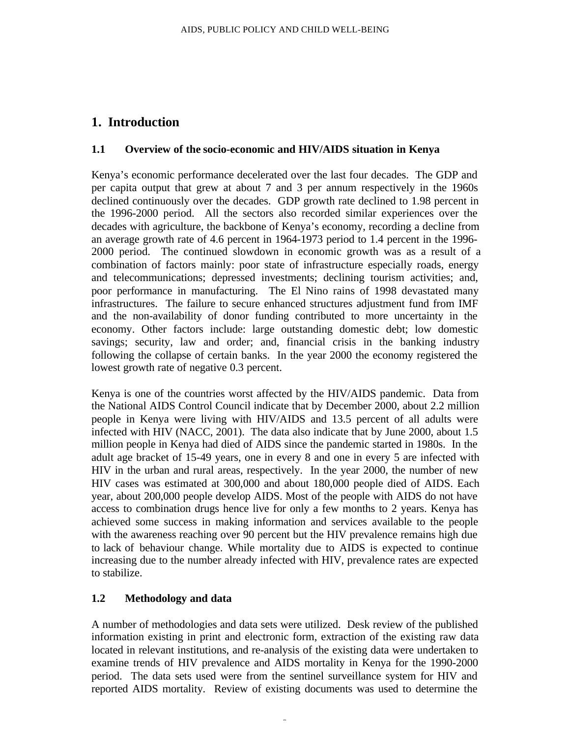# 1. Introduction

## 1.1 Overview of the socio-economic and HIV/AIDS situation in Kenya

Kenya's economic performance decelerated over the last four decades. The GDP and per capita output that grew at about 7 and 3 per annum respectively in the 1960s declined continuously over the decades. GDP growth rate declined to 1.98 percent in the 1996-2000 period. All the sectors also recorded similar experiences over the decades with agriculture, the backbone of Kenya's economy, recording a decline from an average growth rate of 4.6 percent in 1964-1973 period to 1.4 percent in the 1996-2000 period. The continued slowdown in economic growth was as a result of a combination of factors mainly: poor state of infrastructure especially roads, energy and telecommunications; depressed investments; declining tourism activities; and, poor performance in manufacturing. The El Nino rains of 1998 devastated many infrastructures. The failure to secure enhanced structures adjustment fund from IMF and the non-availability of donor funding contributed to more uncertainty in the economy. Other factors include: large outstanding domestic debt; low domestic savings; security, law and order; and, financial crisis in the banking industry following the collapse of certain banks. In the year 2000 the economy registered the lowest growth rate of negative 0.3 percent.

Kenya is one of the countries worst affected by the HIV/AIDS pandemic. Data from the National AIDS Control Council indicate that by December 2000, about 2.2 million people in Kenya were living with HIV/AIDS and 13.5 percent of all adults were infected with HIV (NACC, 2001). The data also indicate that by June 2000, about 1.5 million people in Kenya had died of AIDS since the pandemic started in 1980s. In the adult age bracket of 15-49 years, one in every 8 and one in every 5 are infected with HIV in the urban and rural areas, respectively. In the year 2000, the number of new HIV cases was estimated at 300,000 and about 180,000 people died of AIDS. Each year, about 200,000 people develop AIDS. Most of the people with AIDS do not have access to combination drugs hence live for only a few months to 2 years. Kenya has achieved some success in making information and services available to the people with the awareness reaching over 90 percent but the HIV prevalence remains high due to lack of behaviour change. While mortality due to AIDS is expected to continue increasing due to the number already infected with HIV, prevalence rates are expected to stabilize.

## 1.2 Methodology and data

A number of methodologies and data sets were utilized. Desk review of the published information existing in print and electronic form, extraction of the existing raw data located in relevant institutions, and re-analysis of the existing data were undertaken to examine trends of HIV prevalence and AIDS mortality in Kenya for the 1990-2000 period. The data sets used were from the sentinel surveillance system for HIV and reported AIDS mortality. Review of existing documents was used to determine the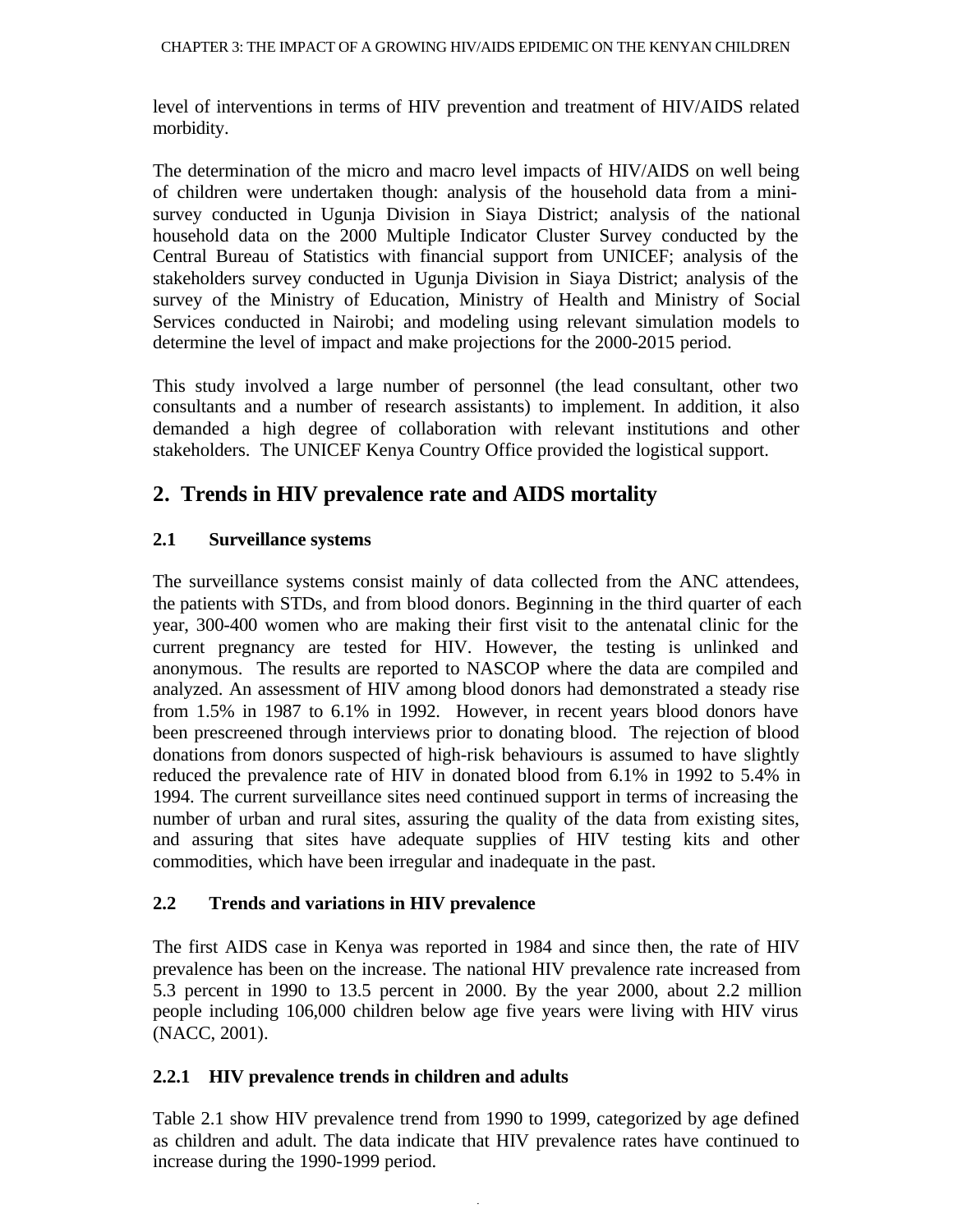level of interventions in terms of HIV prevention and treatment of HIV/AIDS related morbidity.

The determination of the micro and macro level impacts of HIV/AIDS on well being of children were undertaken though: analysis of the household data from a mini-survey conducted in Ugunja Division in Siaya District; analysis of the national household data on the 2000 Multiple Indicator Cluster Survey conducted by the Central Bureau of Statistics with financial support from UNICEF; analysis of the stakeholders survey conducted in Ugunja Division in Siaya District; analysis of the survey of the Ministry of Education, Ministry of Health and Ministry of Social Services conducted in Nairobi; and modeling using relevant simulation models to determine the level of impact and make projections for the 2000-2015 period.

This study involved a large number of personnel (the lead consultant, other two consultants and a number of research assistants) to implement. In addition, it also demanded a high degree of collaboration with relevant institutions and other stakeholders. The UNICEF Kenya Country Office provided the logistical support.

## 2. Trends in HIV prevalence rate and AIDS mortality

### 2.1 Surveillance systems

The surveillance systems consist mainly of data collected from the ANC attendees, the patients with STDs, and from blood donors. Beginning in the third quarter of each year, 300-400 women who are making their first visit to the antenatal clinic for the current pregnancy are tested for HIV. However, the testing is unlinked and anonymous. The results are reported to NASCOP where the data are compiled and analyzed. An assessment of HIV among blood donors had demonstrated a steady rise from 1.5% in 1987 to 6.1% in 1992. However, in recent years blood donors have been prescreened through interviews prior to donating blood. The rejection of blood donations from donors suspected of high-risk behaviours is assumed to have slightly reduced the prevalence rate of HIV in donated blood from 6.1% in 1992 to 5.4% in 1994. The current surveillance sites need continued support in terms of increasing the number of urban and rural sites, assuring the quality of the data from existing sites, and assuring that sites have adequate supplies of HIV testing kits and other commodities, which have been irregular and inadequate in the past.

### 2.2 Trends and variations in HIV prevalence

The first AIDS case in Kenya was reported in 1984 and since then, the rate of HIV prevalence has been on the increase. The national HIV prevalence rate increased from 5.3 percent in 1990 to 13.5 percent in 2000. By the year 2000, about 2.2 million people including 106,000 children below age five years were living with HIV virus (NACC, 2001).

#### 2.2.1 HIV prevalence trends in children and adults

Table 2.1 show HIV prevalence trend from 1990 to 1999, categorized by age defined as children and adult. The data indicate that HIV prevalence rates have continued to increase during the 1990-1999 period.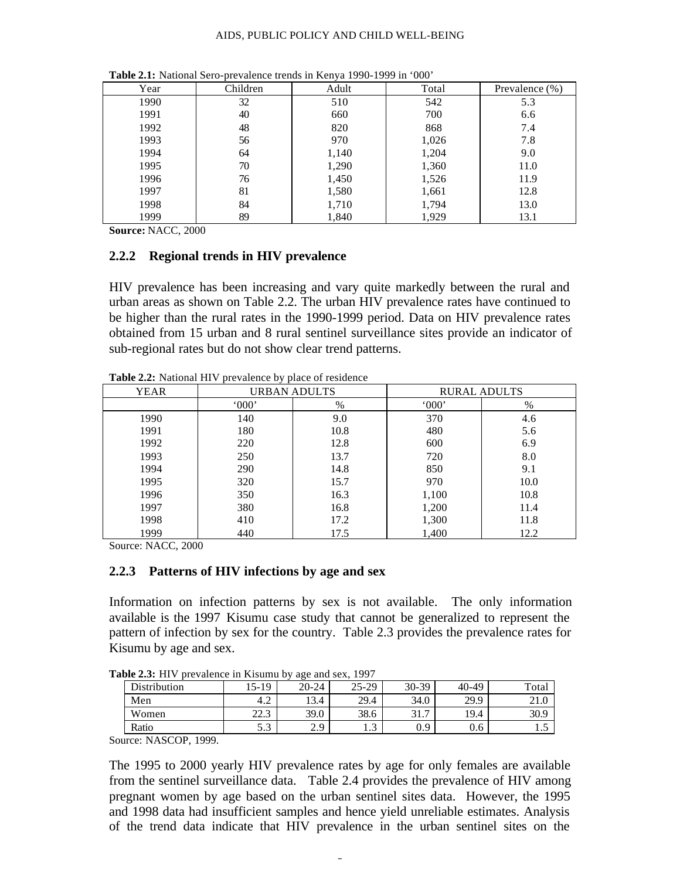**Table 2.1:** National Sero-prevalence trends in Kenya 1990-1999 in '000'

| Year | Children | Adult | Total | Prevalence (%) |
|---|---|---|---|---|
| 1990 | 32 | 510 | 542 | 5.3 |
| 1991 | 40 | 660 | 700 | 6.6 |
| 1992 | 48 | 820 | 868 | 7.4 |
| 1993 | 56 | 970 | 1,026 | 7.8 |
| 1994 | 64 | 1,140 | 1,204 | 9.0 |
| 1995 | 70 | 1,290 | 1,360 | 11.0 |
| 1996 | 76 | 1,450 | 1,526 | 11.9 |
| 1997 | 81 | 1,580 | 1,661 | 12.8 |
| 1998 | 84 | 1,710 | 1,794 | 13.0 |
| 1999 | 89 | 1,840 | 1,929 | 13.1 |

**Source:** NACC, 2000

### 2.2.2 Regional trends in HIV prevalence

HIV prevalence has been increasing and vary quite markedly between the rural and urban areas as shown on Table 2.2. The urban HIV prevalence rates have continued to be higher than the rural rates in the 1990-1999 period. Data on HIV prevalence rates obtained from 15 urban and 8 rural sentinel surveillance sites provide an indicator of sub-regional rates but do not show clear trend patterns.

**Table 2.2:** National HIV prevalence by place of residence

| YEAR | URBAN ADULTS | | RURAL ADULTS | |
|---|---|---|---|---|
| | '000' | % | '000' | % |
| 1990 | 140 | 9.0 | 370 | 4.6 |
| 1991 | 180 | 10.8 | 480 | 5.6 |
| 1992 | 220 | 12.8 | 600 | 6.9 |
| 1993 | 250 | 13.7 | 720 | 8.0 |
| 1994 | 290 | 14.8 | 850 | 9.1 |
| 1995 | 320 | 15.7 | 970 | 10.0 |
| 1996 | 350 | 16.3 | 1,100 | 10.8 |
| 1997 | 380 | 16.8 | 1,200 | 11.4 |
| 1998 | 410 | 17.2 | 1,300 | 11.8 |
| 1999 | 440 | 17.5 | 1,400 | 12.2 |

Source: NACC, 2000

### 2.2.3 Patterns of HIV infections by age and sex

Information on infection patterns by sex is not available. The only information available is the 1997 Kisumu case study that cannot be generalized to represent the pattern of infection by sex for the country. Table 2.3 provides the prevalence rates for Kisumu by age and sex.

**Table 2.3:** HIV prevalence in Kisumu by age and sex, 1997

| Distribution | 15-19 | 20-24 | 25-29 | 30-39 | 40-49 | Total |
|---|---|---|---|---|---|---|
| Men | 4.2 | 13.4 | 29.4 | 34.0 | 29.9 | 21.0 |
| Women | 22.3 | 39.0 | 38.6 | 31.7 | 19.4 | 30.9 |
| Ratio | 5.3 | 2.9 | 1.3 | 0.9 | 0.6 | 1.5 |

Source: NASCOP, 1999.

The 1995 to 2000 yearly HIV prevalence rates by age for only females are available from the sentinel surveillance data. Table 2.4 provides the prevalence of HIV among pregnant women by age based on the urban sentinel sites data. However, the 1995 and 1998 data had insufficient samples and hence yield unreliable estimates. Analysis of the trend data indicate that HIV prevalence in the urban sentinel sites on the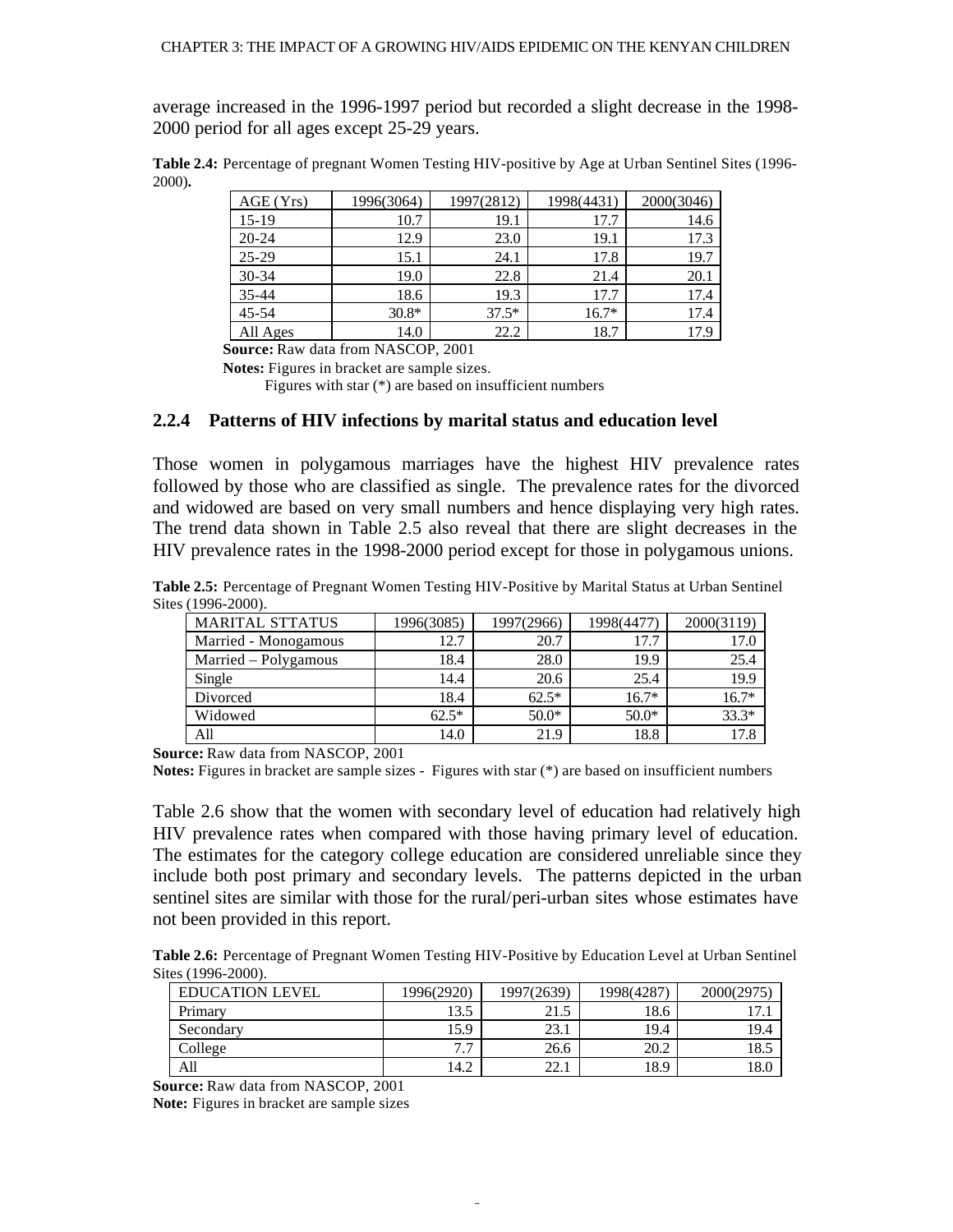average increased in the 1996-1997 period but recorded a slight decrease in the 1998-2000 period for all ages except 25-29 years.

**Table 2.4:** Percentage of pregnant Women Testing HIV-positive by Age at Urban Sentinel Sites (1996-2000)**.**

| AGE (Yrs) | 1996(3064) | 1997(2812) | 1998(4431) | 2000(3046) |
|---|---|---|---|---|
| 15-19 | 10.7 | 19.1 | 17.7 | 14.6 |
| 20-24 | 12.9 | 23.0 | 19.1 | 17.3 |
| 25-29 | 15.1 | 24.1 | 17.8 | 19.7 |
| 30-34 | 19.0 | 22.8 | 21.4 | 20.1 |
| 35-44 | 18.6 | 19.3 | 17.7 | 17.4 |
| 45-54 | 30.8* | 37.5* | 16.7* | 17.4 |
| All Ages | 14.0 | 22.2 | 18.7 | 17.9 |

**Source:** Raw data from NASCOP, 2001

**Notes:** Figures in bracket are sample sizes.

Figures with star (*) are based on insufficient numbers

### 2.2.4 Patterns of HIV infections by marital status and education level

Those women in polygamous marriages have the highest HIV prevalence rates followed by those who are classified as single. The prevalence rates for the divorced and widowed are based on very small numbers and hence displaying very high rates. The trend data shown in Table 2.5 also reveal that there are slight decreases in the HIV prevalence rates in the 1998-2000 period except for those in polygamous unions.

**Table 2.5:** Percentage of Pregnant Women Testing HIV-Positive by Marital Status at Urban Sentinel Sites (1996-2000).

| MARITAL STTATUS | 1996(3085) | 1997(2966) | 1998(4477) | 2000(3119) |
|---|---|---|---|---|
| Married - Monogamous | 12.7 | 20.7 | 17.7 | 17.0 |
| Married – Polygamous | 18.4 | 28.0 | 19.9 | 25.4 |
| Single | 14.4 | 20.6 | 25.4 | 19.9 |
| Divorced | 18.4 | 62.5* | 16.7* | 16.7* |
| Widowed | 62.5* | 50.0* | 50.0* | 33.3* |
| All | 14.0 | 21.9 | 18.8 | 17.8 |

**Source:** Raw data from NASCOP, 2001

**Notes:** Figures in bracket are sample sizes - Figures with star (*) are based on insufficient numbers

Table 2.6 show that the women with secondary level of education had relatively high HIV prevalence rates when compared with those having primary level of education. The estimates for the category college education are considered unreliable since they include both post primary and secondary levels. The patterns depicted in the urban sentinel sites are similar with those for the rural/peri-urban sites whose estimates have not been provided in this report.

**Table 2.6:** Percentage of Pregnant Women Testing HIV-Positive by Education Level at Urban Sentinel Sites (1996-2000).

| EDUCATION LEVEL | 1996(2920) | 1997(2639) | 1998(4287) | 2000(2975) |
|---|---|---|---|---|
| Primary | 13.5 | 21.5 | 18.6 | 17.1 |
| Secondary | 15.9 | 23.1 | 19.4 | 19.4 |
| College | 7.7 | 26.6 | 20.2 | 18.5 |
| All | 14.2 | 22.1 | 18.9 | 18.0 |

**Source:** Raw data from NASCOP, 2001

**Note:** Figures in bracket are sample sizes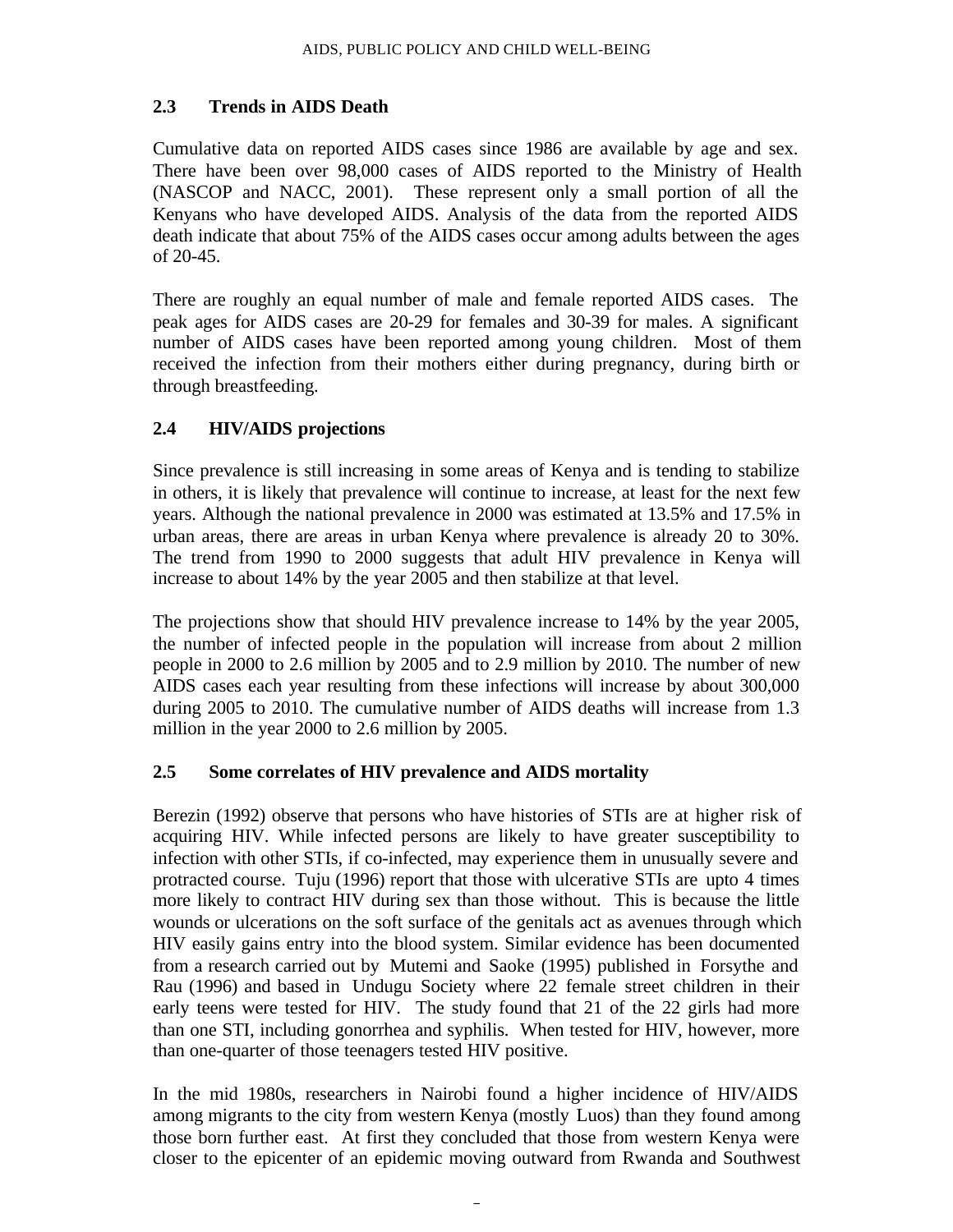## 2.3 Trends in AIDS Death

Cumulative data on reported AIDS cases since 1986 are available by age and sex. There have been over 98,000 cases of AIDS reported to the Ministry of Health (NASCOP and NACC, 2001). These represent only a small portion of all the Kenyans who have developed AIDS. Analysis of the data from the reported AIDS death indicate that about 75% of the AIDS cases occur among adults between the ages of 20-45.

There are roughly an equal number of male and female reported AIDS cases. The peak ages for AIDS cases are 20-29 for females and 30-39 for males. A significant number of AIDS cases have been reported among young children. Most of them received the infection from their mothers either during pregnancy, during birth or through breastfeeding.

## 2.4 HIV/AIDS projections

Since prevalence is still increasing in some areas of Kenya and is tending to stabilize in others, it is likely that prevalence will continue to increase, at least for the next few years. Although the national prevalence in 2000 was estimated at 13.5% and 17.5% in urban areas, there are areas in urban Kenya where prevalence is already 20 to 30%. The trend from 1990 to 2000 suggests that adult HIV prevalence in Kenya will increase to about 14% by the year 2005 and then stabilize at that level.

The projections show that should HIV prevalence increase to 14% by the year 2005, the number of infected people in the population will increase from about 2 million people in 2000 to 2.6 million by 2005 and to 2.9 million by 2010. The number of new AIDS cases each year resulting from these infections will increase by about 300,000 during 2005 to 2010. The cumulative number of AIDS deaths will increase from 1.3 million in the year 2000 to 2.6 million by 2005.

## 2.5 Some correlates of HIV prevalence and AIDS mortality

Berezin (1992) observe that persons who have histories of STIs are at higher risk of acquiring HIV. While infected persons are likely to have greater susceptibility to infection with other STIs, if co-infected, may experience them in unusually severe and protracted course. Tuju (1996) report that those with ulcerative STIs are upto 4 times more likely to contract HIV during sex than those without. This is because the little wounds or ulcerations on the soft surface of the genitals act as avenues through which HIV easily gains entry into the blood system. Similar evidence has been documented from a research carried out by Mutemi and Saoke (1995) published in Forsythe and Rau (1996) and based in Undugu Society where 22 female street children in their early teens were tested for HIV. The study found that 21 of the 22 girls had more than one STI, including gonorrhea and syphilis. When tested for HIV, however, more than one-quarter of those teenagers tested HIV positive.

In the mid 1980s, researchers in Nairobi found a higher incidence of HIV/AIDS among migrants to the city from western Kenya (mostly Luos) than they found among those born further east. At first they concluded that those from western Kenya were closer to the epicenter of an epidemic moving outward from Rwanda and Southwest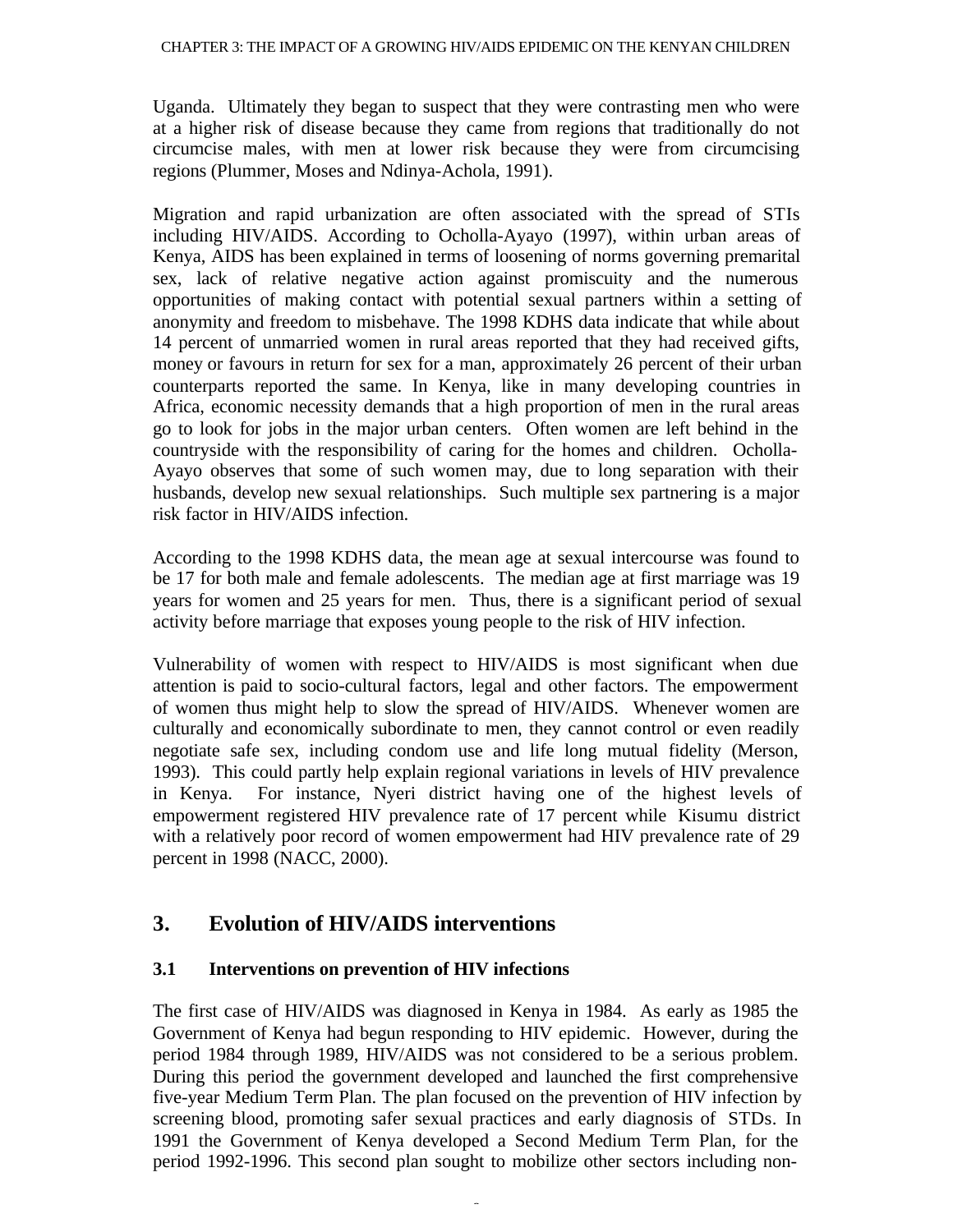Uganda. Ultimately they began to suspect that they were contrasting men who were at a higher risk of disease because they came from regions that traditionally do not circumcise males, with men at lower risk because they were from circumcising regions (Plummer, Moses and Ndinya-Achola, 1991).

Migration and rapid urbanization are often associated with the spread of STIs including HIV/AIDS. According to Ocholla-Ayayo (1997), within urban areas of Kenya, AIDS has been explained in terms of loosening of norms governing premarital sex, lack of relative negative action against promiscuity and the numerous opportunities of making contact with potential sexual partners within a setting of anonymity and freedom to misbehave. The 1998 KDHS data indicate that while about 14 percent of unmarried women in rural areas reported that they had received gifts, money or favours in return for sex for a man, approximately 26 percent of their urban counterparts reported the same. In Kenya, like in many developing countries in Africa, economic necessity demands that a high proportion of men in the rural areas go to look for jobs in the major urban centers. Often women are left behind in the countryside with the responsibility of caring for the homes and children. Ocholla-Ayayo observes that some of such women may, due to long separation with their husbands, develop new sexual relationships. Such multiple sex partnering is a major risk factor in HIV/AIDS infection.

According to the 1998 KDHS data, the mean age at sexual intercourse was found to be 17 for both male and female adolescents. The median age at first marriage was 19 years for women and 25 years for men. Thus, there is a significant period of sexual activity before marriage that exposes young people to the risk of HIV infection.

Vulnerability of women with respect to HIV/AIDS is most significant when due attention is paid to socio-cultural factors, legal and other factors. The empowerment of women thus might help to slow the spread of HIV/AIDS. Whenever women are culturally and economically subordinate to men, they cannot control or even readily negotiate safe sex, including condom use and life long mutual fidelity (Merson, 1993). This could partly help explain regional variations in levels of HIV prevalence in Kenya. For instance, Nyeri district having one of the highest levels of empowerment registered HIV prevalence rate of 17 percent while Kisumu district with a relatively poor record of women empowerment had HIV prevalence rate of 29 percent in 1998 (NACC, 2000).

## 3. Evolution of HIV/AIDS interventions

### 3.1 Interventions on prevention of HIV infections

The first case of HIV/AIDS was diagnosed in Kenya in 1984. As early as 1985 the Government of Kenya had begun responding to HIV epidemic. However, during the period 1984 through 1989, HIV/AIDS was not considered to be a serious problem. During this period the government developed and launched the first comprehensive five-year Medium Term Plan. The plan focused on the prevention of HIV infection by screening blood, promoting safer sexual practices and early diagnosis of STDs. In 1991 the Government of Kenya developed a Second Medium Term Plan, for the period 1992-1996. This second plan sought to mobilize other sectors including non-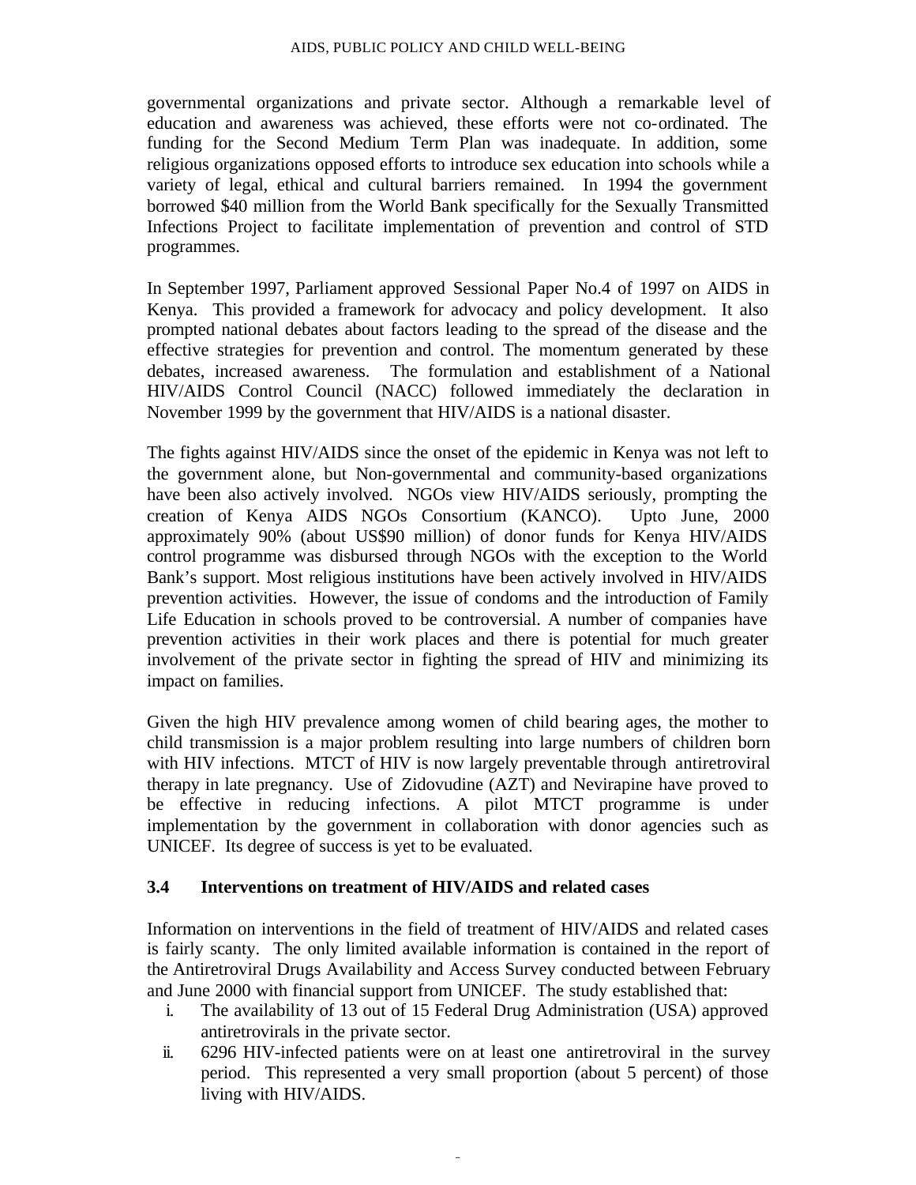governmental organizations and private sector. Although a remarkable level of education and awareness was achieved, these efforts were not co-ordinated. The funding for the Second Medium Term Plan was inadequate. In addition, some religious organizations opposed efforts to introduce sex education into schools while a variety of legal, ethical and cultural barriers remained. In 1994 the government borrowed $40 million from the World Bank specifically for the Sexually Transmitted Infections Project to facilitate implementation of prevention and control of STD programmes.

In September 1997, Parliament approved Sessional Paper No.4 of 1997 on AIDS in Kenya. This provided a framework for advocacy and policy development. It also prompted national debates about factors leading to the spread of the disease and the effective strategies for prevention and control. The momentum generated by these debates, increased awareness. The formulation and establishment of a National HIV/AIDS Control Council (NACC) followed immediately the declaration in November 1999 by the government that HIV/AIDS is a national disaster.

The fights against HIV/AIDS since the onset of the epidemic in Kenya was not left to the government alone, but Non-governmental and community-based organizations have been also actively involved. NGOs view HIV/AIDS seriously, prompting the creation of Kenya AIDS NGOs Consortium (KANCO). Upto June, 2000 approximately 90% (about US$90 million) of donor funds for Kenya HIV/AIDS control programme was disbursed through NGOs with the exception to the World Bank's support. Most religious institutions have been actively involved in HIV/AIDS prevention activities. However, the issue of condoms and the introduction of Family Life Education in schools proved to be controversial. A number of companies have prevention activities in their work places and there is potential for much greater involvement of the private sector in fighting the spread of HIV and minimizing its impact on families.

Given the high HIV prevalence among women of child bearing ages, the mother to child transmission is a major problem resulting into large numbers of children born with HIV infections. MTCT of HIV is now largely preventable through antiretroviral therapy in late pregnancy. Use of Zidovudine (AZT) and Nevirapine have proved to be effective in reducing infections. A pilot MTCT programme is under implementation by the government in collaboration with donor agencies such as UNICEF. Its degree of success is yet to be evaluated.

### 3.4 Interventions on treatment of HIV/AIDS and related cases

Information on interventions in the field of treatment of HIV/AIDS and related cases is fairly scanty. The only limited available information is contained in the report of the Antiretroviral Drugs Availability and Access Survey conducted between February and June 2000 with financial support from UNICEF. The study established that:

i. The availability of 13 out of 15 Federal Drug Administration (USA) approved antiretrovirals in the private sector.
ii. 6296 HIV-infected patients were on at least one antiretroviral in the survey period. This represented a very small proportion (about 5 percent) of those living with HIV/AIDS.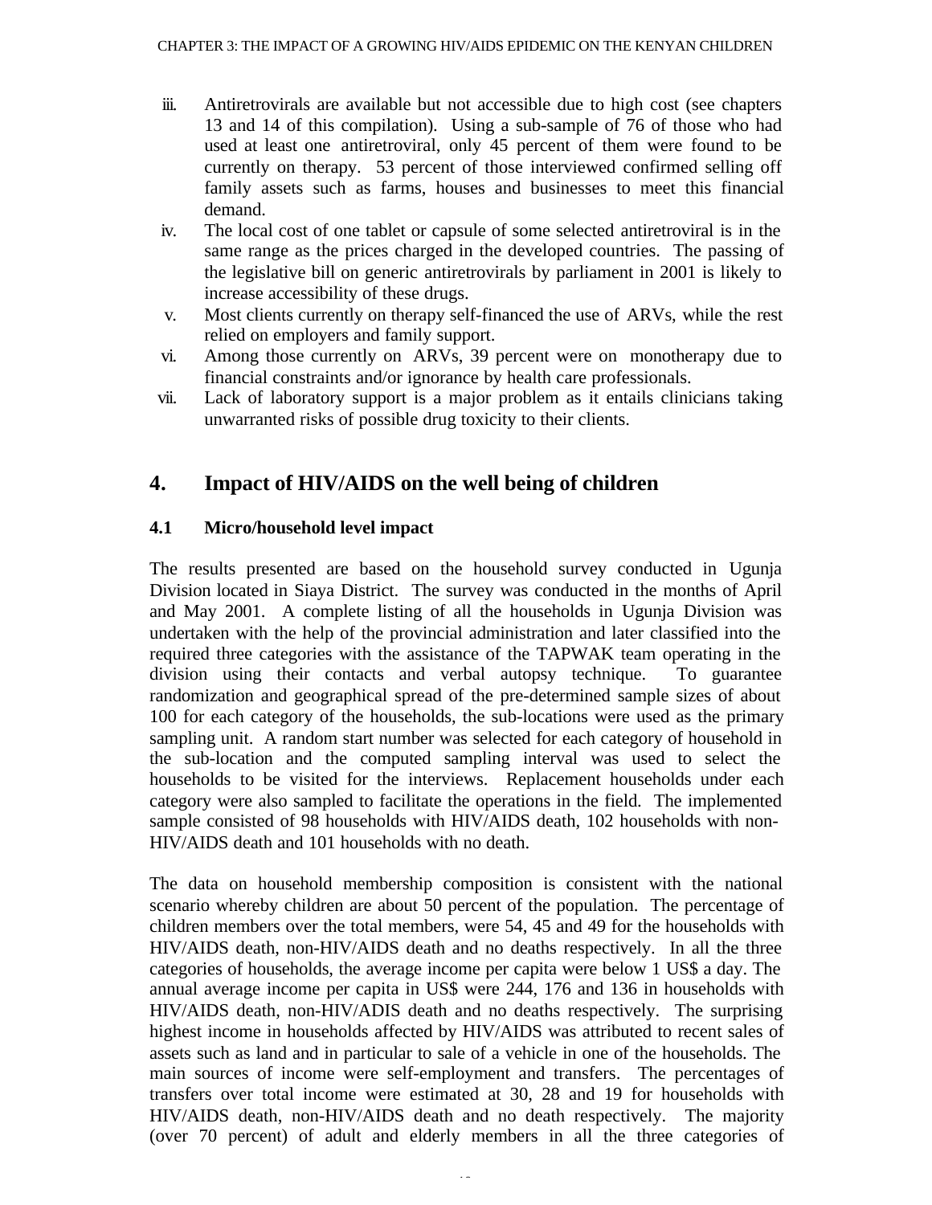iii. Antiretrovirals are available but not accessible due to high cost (see chapters 13 and 14 of this compilation). Using a sub-sample of 76 of those who had used at least one antiretroviral, only 45 percent of them were found to be currently on therapy. 53 percent of those interviewed confirmed selling off family assets such as farms, houses and businesses to meet this financial demand.

iv. The local cost of one tablet or capsule of some selected antiretroviral is in the same range as the prices charged in the developed countries. The passing of the legislative bill on generic antiretrovirals by parliament in 2001 is likely to increase accessibility of these drugs.

v. Most clients currently on therapy self-financed the use of ARVs, while the rest relied on employers and family support.

vi. Among those currently on ARVs, 39 percent were on monotherapy due to financial constraints and/or ignorance by health care professionals.

vii. Lack of laboratory support is a major problem as it entails clinicians taking unwarranted risks of possible drug toxicity to their clients.

## 4. Impact of HIV/AIDS on the well being of children

### 4.1 Micro/household level impact

The results presented are based on the household survey conducted in Ugunja Division located in Siaya District. The survey was conducted in the months of April and May 2001. A complete listing of all the households in Ugunja Division was undertaken with the help of the provincial administration and later classified into the required three categories with the assistance of the TAPWAK team operating in the division using their contacts and verbal autopsy technique. To guarantee randomization and geographical spread of the pre-determined sample sizes of about 100 for each category of the households, the sub-locations were used as the primary sampling unit. A random start number was selected for each category of household in the sub-location and the computed sampling interval was used to select the households to be visited for the interviews. Replacement households under each category were also sampled to facilitate the operations in the field. The implemented sample consisted of 98 households with HIV/AIDS death, 102 households with non-HIV/AIDS death and 101 households with no death.

The data on household membership composition is consistent with the national scenario whereby children are about 50 percent of the population. The percentage of children members over the total members, were 54, 45 and 49 for the households with HIV/AIDS death, non-HIV/AIDS death and no deaths respectively. In all the three categories of households, the average income per capita were below 1 US$ a day. The annual average income per capita in US$ were 244, 176 and 136 in households with HIV/AIDS death, non-HIV/ADIS death and no deaths respectively. The surprising highest income in households affected by HIV/AIDS was attributed to recent sales of assets such as land and in particular to sale of a vehicle in one of the households. The main sources of income were self-employment and transfers. The percentages of transfers over total income were estimated at 30, 28 and 19 for households with HIV/AIDS death, non-HIV/AIDS death and no death respectively. The majority (over 70 percent) of adult and elderly members in all the three categories of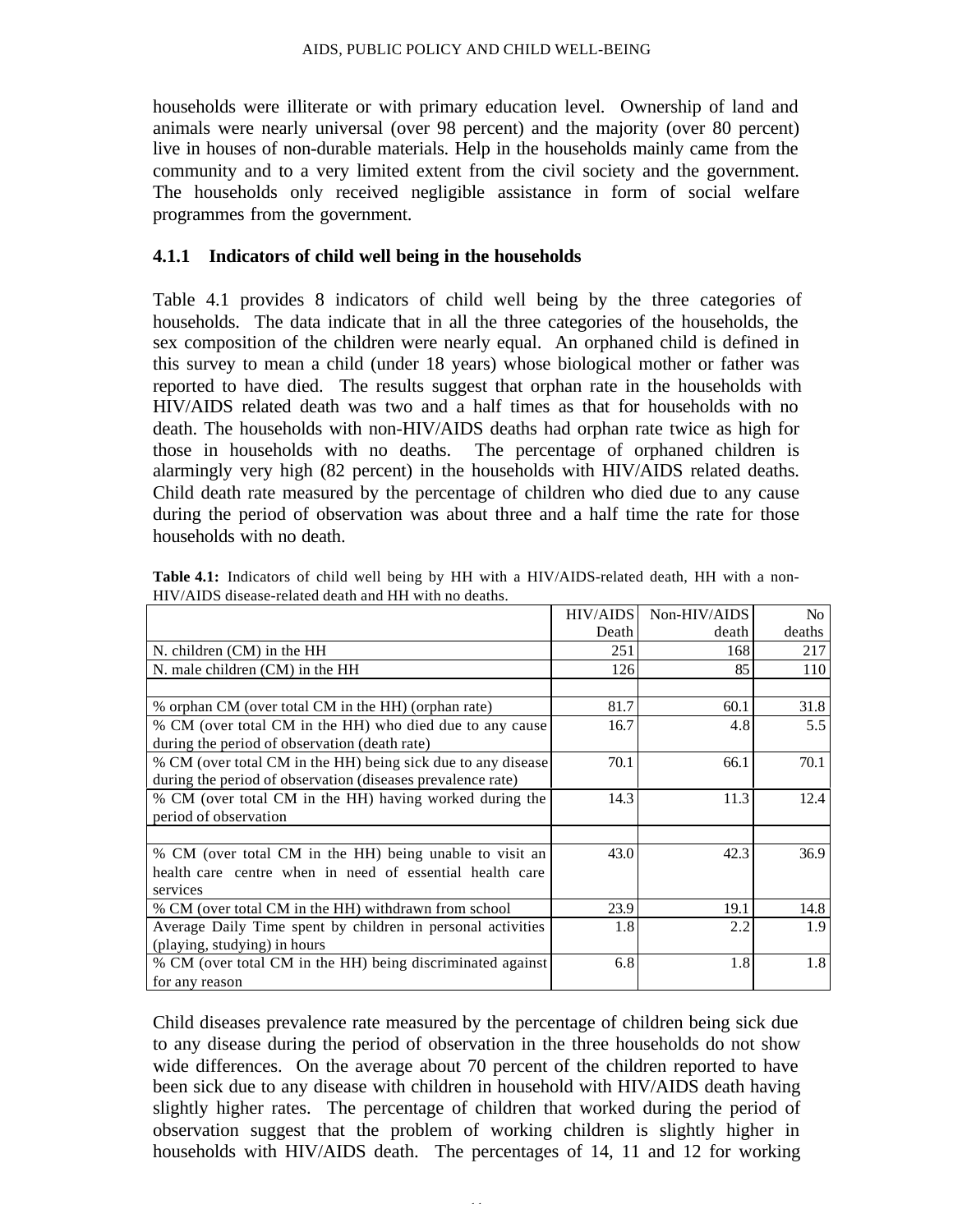households were illiterate or with primary education level. Ownership of land and animals were nearly universal (over 98 percent) and the majority (over 80 percent) live in houses of non-durable materials. Help in the households mainly came from the community and to a very limited extent from the civil society and the government. The households only received negligible assistance in form of social welfare programmes from the government.

### 4.1.1 Indicators of child well being in the households

Table 4.1 provides 8 indicators of child well being by the three categories of households. The data indicate that in all the three categories of the households, the sex composition of the children were nearly equal. An orphaned child is defined in this survey to mean a child (under 18 years) whose biological mother or father was reported to have died. The results suggest that orphan rate in the households with HIV/AIDS related death was two and a half times as that for households with no death. The households with non-HIV/AIDS deaths had orphan rate twice as high for those in households with no deaths. The percentage of orphaned children is alarmingly very high (82 percent) in the households with HIV/AIDS related deaths. Child death rate measured by the percentage of children who died due to any cause during the period of observation was about three and a half time the rate for those households with no death.

**Table 4.1:** Indicators of child well being by HH with a HIV/AIDS-related death, HH with a non-HIV/AIDS disease-related death and HH with no deaths.

| | HIV/AIDS Death | Non-HIV/AIDS death | No deaths |
|---|---|---|---|
| N. children (CM) in the HH | 251 | 168 | 217 |
| N. male children (CM) in the HH | 126 | 85 | 110 |
| | | | |
| % orphan CM (over total CM in the HH) (orphan rate) | 81.7 | 60.1 | 31.8 |
| % CM (over total CM in the HH) who died due to any cause during the period of observation (death rate) | 16.7 | 4.8 | 5.5 |
| % CM (over total CM in the HH) being sick due to any disease during the period of observation (diseases prevalence rate) | 70.1 | 66.1 | 70.1 |
| % CM (over total CM in the HH) having worked during the period of observation | 14.3 | 11.3 | 12.4 |
| | | | |
| % CM (over total CM in the HH) being unable to visit an health care centre when in need of essential health care services | 43.0 | 42.3 | 36.9 |
| % CM (over total CM in the HH) withdrawn from school | 23.9 | 19.1 | 14.8 |
| Average Daily Time spent by children in personal activities (playing, studying) in hours | 1.8 | 2.2 | 1.9 |
| % CM (over total CM in the HH) being discriminated against for any reason | 6.8 | 1.8 | 1.8 |

Child diseases prevalence rate measured by the percentage of children being sick due to any disease during the period of observation in the three households do not show wide differences. On the average about 70 percent of the children reported to have been sick due to any disease with children in household with HIV/AIDS death having slightly higher rates. The percentage of children that worked during the period of observation suggest that the problem of working children is slightly higher in households with HIV/AIDS death. The percentages of 14, 11 and 12 for working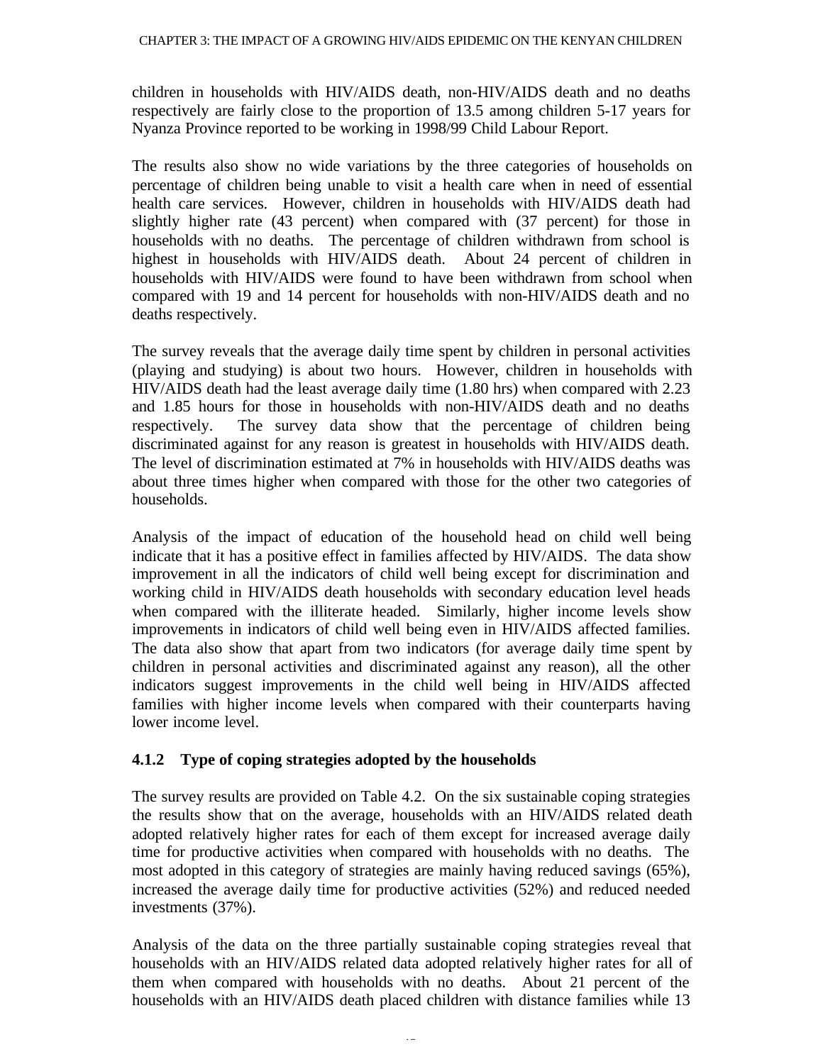children in households with HIV/AIDS death, non-HIV/AIDS death and no deaths respectively are fairly close to the proportion of 13.5 among children 5-17 years for Nyanza Province reported to be working in 1998/99 Child Labour Report.

The results also show no wide variations by the three categories of households on percentage of children being unable to visit a health care when in need of essential health care services. However, children in households with HIV/AIDS death had slightly higher rate (43 percent) when compared with (37 percent) for those in households with no deaths. The percentage of children withdrawn from school is highest in households with HIV/AIDS death. About 24 percent of children in households with HIV/AIDS were found to have been withdrawn from school when compared with 19 and 14 percent for households with non-HIV/AIDS death and no deaths respectively.

The survey reveals that the average daily time spent by children in personal activities (playing and studying) is about two hours. However, children in households with HIV/AIDS death had the least average daily time (1.80 hrs) when compared with 2.23 and 1.85 hours for those in households with non-HIV/AIDS death and no deaths respectively. The survey data show that the percentage of children being discriminated against for any reason is greatest in households with HIV/AIDS death. The level of discrimination estimated at 7% in households with HIV/AIDS deaths was about three times higher when compared with those for the other two categories of households.

Analysis of the impact of education of the household head on child well being indicate that it has a positive effect in families affected by HIV/AIDS. The data show improvement in all the indicators of child well being except for discrimination and working child in HIV/AIDS death households with secondary education level heads when compared with the illiterate headed. Similarly, higher income levels show improvements in indicators of child well being even in HIV/AIDS affected families. The data also show that apart from two indicators (for average daily time spent by children in personal activities and discriminated against any reason), all the other indicators suggest improvements in the child well being in HIV/AIDS affected families with higher income levels when compared with their counterparts having lower income level.

### 4.1.2 Type of coping strategies adopted by the households

The survey results are provided on Table 4.2. On the six sustainable coping strategies the results show that on the average, households with an HIV/AIDS related death adopted relatively higher rates for each of them except for increased average daily time for productive activities when compared with households with no deaths. The most adopted in this category of strategies are mainly having reduced savings (65%), increased the average daily time for productive activities (52%) and reduced needed investments (37%).

Analysis of the data on the three partially sustainable coping strategies reveal that households with an HIV/AIDS related data adopted relatively higher rates for all of them when compared with households with no deaths. About 21 percent of the households with an HIV/AIDS death placed children with distance families while 13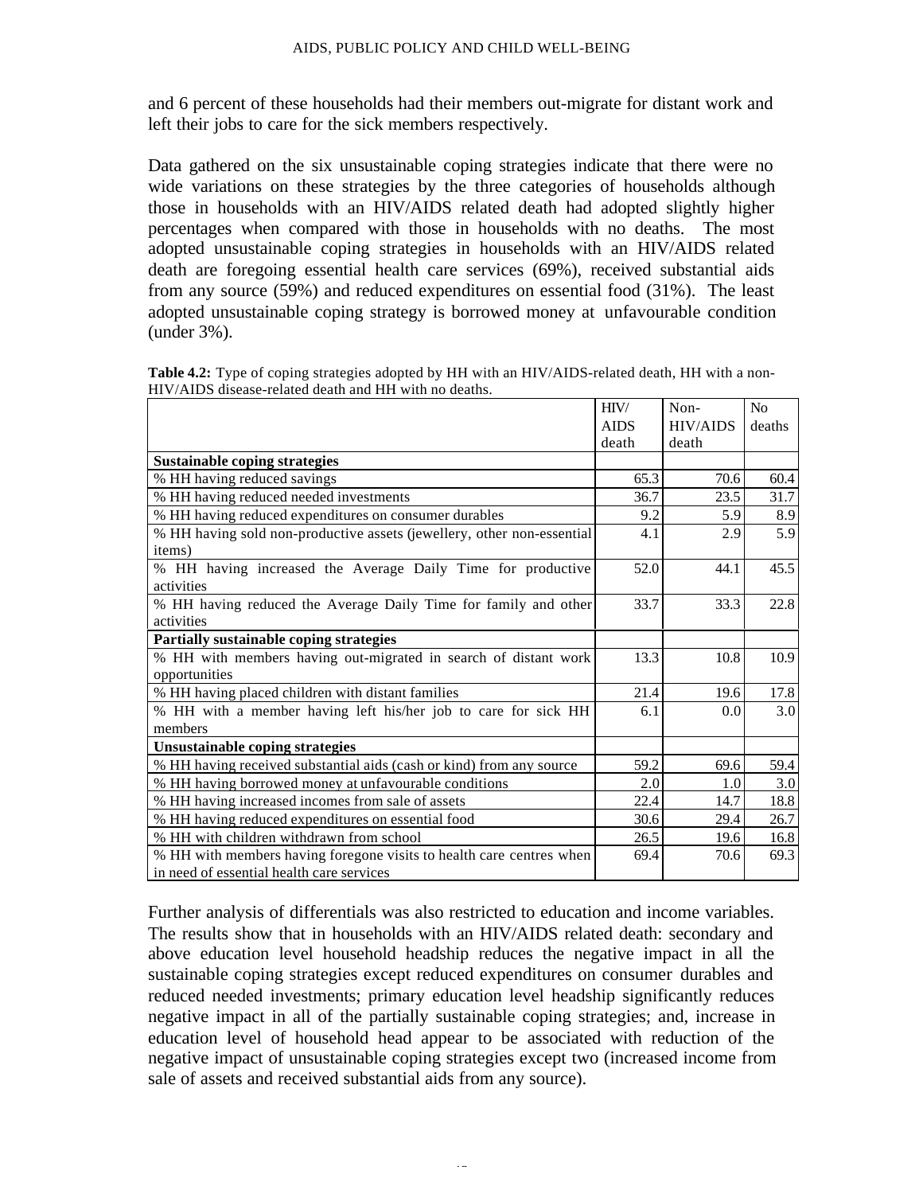and 6 percent of these households had their members out-migrate for distant work and left their jobs to care for the sick members respectively.

Data gathered on the six unsustainable coping strategies indicate that there were no wide variations on these strategies by the three categories of households although those in households with an HIV/AIDS related death had adopted slightly higher percentages when compared with those in households with no deaths. The most adopted unsustainable coping strategies in households with an HIV/AIDS related death are foregoing essential health care services (69%), received substantial aids from any source (59%) and reduced expenditures on essential food (31%). The least adopted unsustainable coping strategy is borrowed money at unfavourable condition (under 3%).

**Table 4.2:** Type of coping strategies adopted by HH with an HIV/AIDS-related death, HH with a non-HIV/AIDS disease-related death and HH with no deaths.

| | HIV/ AIDS death | Non-HIV/AIDS death | No deaths |
|---|---|---|---|
| **Sustainable coping strategies** | | | |
| % HH having reduced savings | 65.3 | 70.6 | 60.4 |
| % HH having reduced needed investments | 36.7 | 23.5 | 31.7 |
| % HH having reduced expenditures on consumer durables | 9.2 | 5.9 | 8.9 |
| % HH having sold non-productive assets (jewellery, other non-essential items) | 4.1 | 2.9 | 5.9 |
| % HH having increased the Average Daily Time for productive activities | 52.0 | 44.1 | 45.5 |
| % HH having reduced the Average Daily Time for family and other activities | 33.7 | 33.3 | 22.8 |
| **Partially sustainable coping strategies** | | | |
| % HH with members having out-migrated in search of distant work opportunities | 13.3 | 10.8 | 10.9 |
| % HH having placed children with distant families | 21.4 | 19.6 | 17.8 |
| % HH with a member having left his/her job to care for sick HH members | 6.1 | 0.0 | 3.0 |
| **Unsustainable coping strategies** | | | |
| % HH having received substantial aids (cash or kind) from any source | 59.2 | 69.6 | 59.4 |
| % HH having borrowed money at unfavourable conditions | 2.0 | 1.0 | 3.0 |
| % HH having increased incomes from sale of assets | 22.4 | 14.7 | 18.8 |
| % HH having reduced expenditures on essential food | 30.6 | 29.4 | 26.7 |
| % HH with children withdrawn from school | 26.5 | 19.6 | 16.8 |
| % HH with members having foregone visits to health care centres when in need of essential health care services | 69.4 | 70.6 | 69.3 |

Further analysis of differentials was also restricted to education and income variables. The results show that in households with an HIV/AIDS related death: secondary and above education level household headship reduces the negative impact in all the sustainable coping strategies except reduced expenditures on consumer durables and reduced needed investments; primary education level headship significantly reduces negative impact in all of the partially sustainable coping strategies; and, increase in education level of household head appear to be associated with reduction of the negative impact of unsustainable coping strategies except two (increased income from sale of assets and received substantial aids from any source).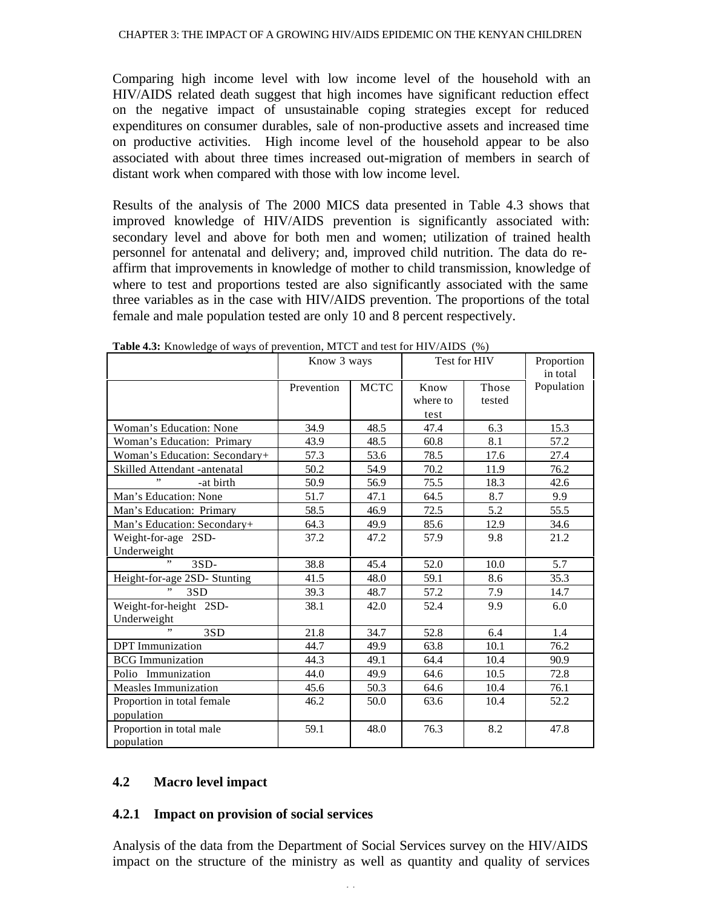Comparing high income level with low income level of the household with an HIV/AIDS related death suggest that high incomes have significant reduction effect on the negative impact of unsustainable coping strategies except for reduced expenditures on consumer durables, sale of non-productive assets and increased time on productive activities. High income level of the household appear to be also associated with about three times increased out-migration of members in search of distant work when compared with those with low income level.

Results of the analysis of The 2000 MICS data presented in Table 4.3 shows that improved knowledge of HIV/AIDS prevention is significantly associated with: secondary level and above for both men and women; utilization of trained health personnel for antenatal and delivery; and, improved child nutrition. The data do re-affirm that improvements in knowledge of mother to child transmission, knowledge of where to test and proportions tested are also significantly associated with the same three variables as in the case with HIV/AIDS prevention. The proportions of the total female and male population tested are only 10 and 8 percent respectively.

**Table 4.3:** Knowledge of ways of prevention, MTCT and test for HIV/AIDS (%)

| | Know 3 ways | | Test for HIV | | Proportion in total Population |
|---|---|---|---|---|---|
| | Prevention | MCTC | Know where to test | Those tested | |
| Woman's Education: None | 34.9 | 48.5 | 47.4 | 6.3 | 15.3 |
| Woman's Education: Primary | 43.9 | 48.5 | 60.8 | 8.1 | 57.2 |
| Woman's Education: Secondary+ | 57.3 | 53.6 | 78.5 | 17.6 | 27.4 |
| Skilled Attendant -antenatal | 50.2 | 54.9 | 70.2 | 11.9 | 76.2 |
| " -at birth | 50.9 | 56.9 | 75.5 | 18.3 | 42.6 |
| Man's Education: None | 51.7 | 47.1 | 64.5 | 8.7 | 9.9 |
| Man's Education: Primary | 58.5 | 46.9 | 72.5 | 5.2 | 55.5 |
| Man's Education: Secondary+ | 64.3 | 49.9 | 85.6 | 12.9 | 34.6 |
| Weight-for-age 2SD- Underweight | 37.2 | 47.2 | 57.9 | 9.8 | 21.2 |
| " 3SD- | 38.8 | 45.4 | 52.0 | 10.0 | 5.7 |
| Height-for-age 2SD- Stunting | 41.5 | 48.0 | 59.1 | 8.6 | 35.3 |
| " 3SD | 39.3 | 48.7 | 57.2 | 7.9 | 14.7 |
| Weight-for-height 2SD- Underweight | 38.1 | 42.0 | 52.4 | 9.9 | 6.0 |
| " 3SD | 21.8 | 34.7 | 52.8 | 6.4 | 1.4 |
| DPT Immunization | 44.7 | 49.9 | 63.8 | 10.1 | 76.2 |
| BCG Immunization | 44.3 | 49.1 | 64.4 | 10.4 | 90.9 |
| Polio Immunization | 44.0 | 49.9 | 64.6 | 10.5 | 72.8 |
| Measles Immunization | 45.6 | 50.3 | 64.6 | 10.4 | 76.1 |
| Proportion in total female population | 46.2 | 50.0 | 63.6 | 10.4 | 52.2 |
| Proportion in total male population | 59.1 | 48.0 | 76.3 | 8.2 | 47.8 |

## 4.2 Macro level impact

### 4.2.1 Impact on provision of social services

Analysis of the data from the Department of Social Services survey on the HIV/AIDS impact on the structure of the ministry as well as quantity and quality of services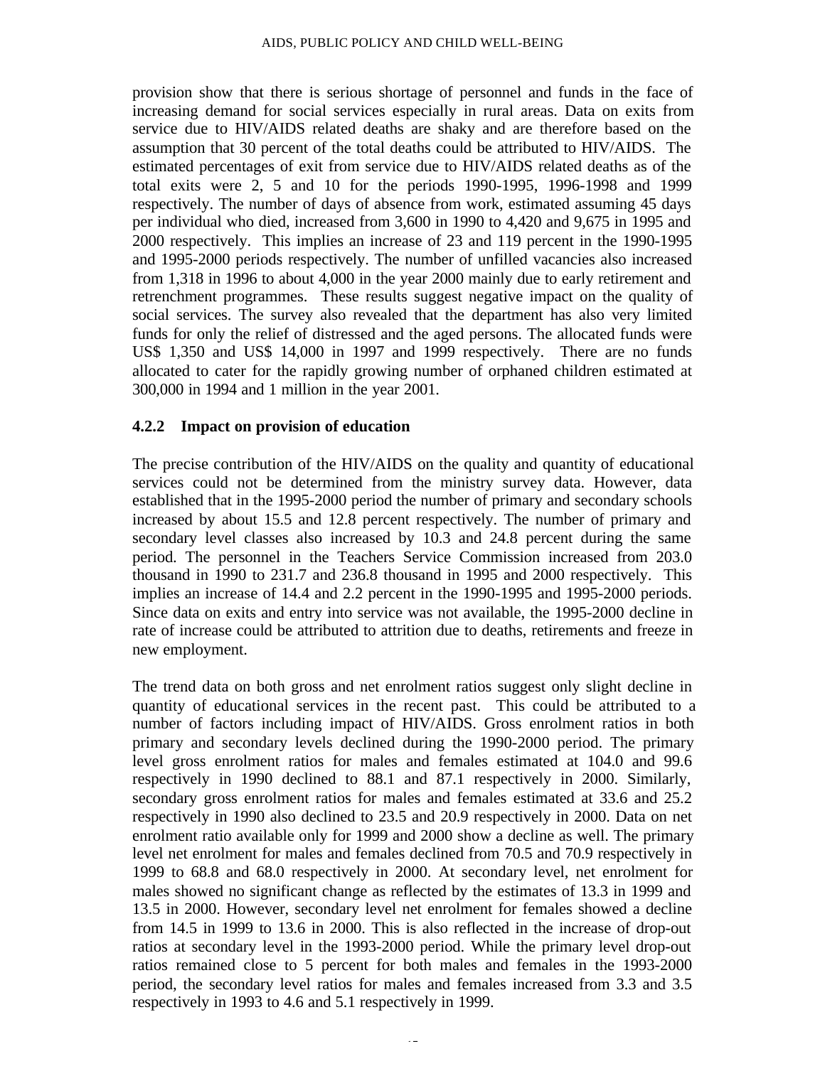provision show that there is serious shortage of personnel and funds in the face of increasing demand for social services especially in rural areas. Data on exits from service due to HIV/AIDS related deaths are shaky and are therefore based on the assumption that 30 percent of the total deaths could be attributed to HIV/AIDS. The estimated percentages of exit from service due to HIV/AIDS related deaths as of the total exits were 2, 5 and 10 for the periods 1990-1995, 1996-1998 and 1999 respectively. The number of days of absence from work, estimated assuming 45 days per individual who died, increased from 3,600 in 1990 to 4,420 and 9,675 in 1995 and 2000 respectively. This implies an increase of 23 and 119 percent in the 1990-1995 and 1995-2000 periods respectively. The number of unfilled vacancies also increased from 1,318 in 1996 to about 4,000 in the year 2000 mainly due to early retirement and retrenchment programmes. These results suggest negative impact on the quality of social services. The survey also revealed that the department has also very limited funds for only the relief of distressed and the aged persons. The allocated funds were US$ 1,350 and US$ 14,000 in 1997 and 1999 respectively. There are no funds allocated to cater for the rapidly growing number of orphaned children estimated at 300,000 in 1994 and 1 million in the year 2001.

### 4.2.2 Impact on provision of education

The precise contribution of the HIV/AIDS on the quality and quantity of educational services could not be determined from the ministry survey data. However, data established that in the 1995-2000 period the number of primary and secondary schools increased by about 15.5 and 12.8 percent respectively. The number of primary and secondary level classes also increased by 10.3 and 24.8 percent during the same period. The personnel in the Teachers Service Commission increased from 203.0 thousand in 1990 to 231.7 and 236.8 thousand in 1995 and 2000 respectively. This implies an increase of 14.4 and 2.2 percent in the 1990-1995 and 1995-2000 periods. Since data on exits and entry into service was not available, the 1995-2000 decline in rate of increase could be attributed to attrition due to deaths, retirements and freeze in new employment.

The trend data on both gross and net enrolment ratios suggest only slight decline in quantity of educational services in the recent past. This could be attributed to a number of factors including impact of HIV/AIDS. Gross enrolment ratios in both primary and secondary levels declined during the 1990-2000 period. The primary level gross enrolment ratios for males and females estimated at 104.0 and 99.6 respectively in 1990 declined to 88.1 and 87.1 respectively in 2000. Similarly, secondary gross enrolment ratios for males and females estimated at 33.6 and 25.2 respectively in 1990 also declined to 23.5 and 20.9 respectively in 2000. Data on net enrolment ratio available only for 1999 and 2000 show a decline as well. The primary level net enrolment for males and females declined from 70.5 and 70.9 respectively in 1999 to 68.8 and 68.0 respectively in 2000. At secondary level, net enrolment for males showed no significant change as reflected by the estimates of 13.3 in 1999 and 13.5 in 2000. However, secondary level net enrolment for females showed a decline from 14.5 in 1999 to 13.6 in 2000. This is also reflected in the increase of drop-out ratios at secondary level in the 1993-2000 period. While the primary level drop-out ratios remained close to 5 percent for both males and females in the 1993-2000 period, the secondary level ratios for males and females increased from 3.3 and 3.5 respectively in 1993 to 4.6 and 5.1 respectively in 1999.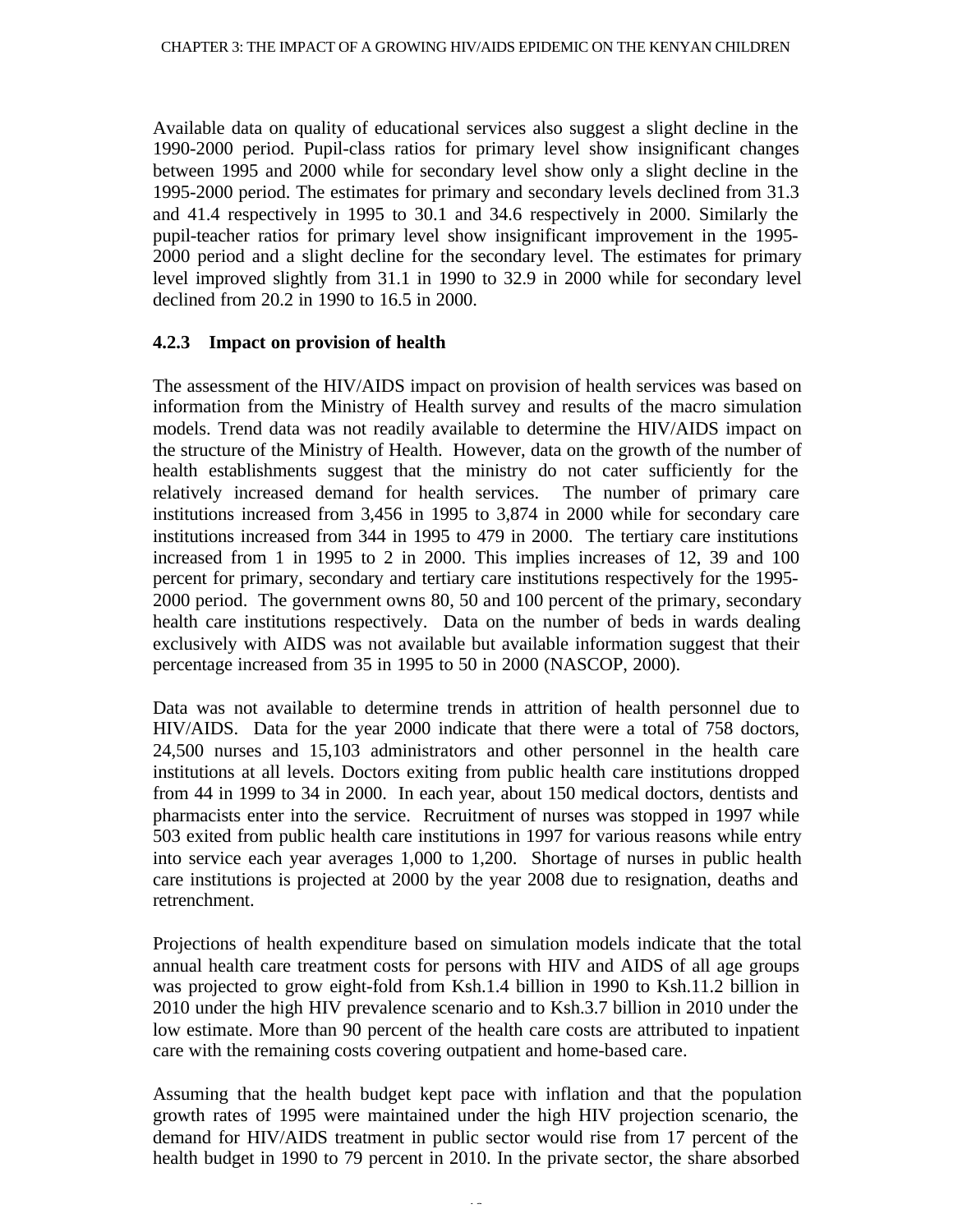Available data on quality of educational services also suggest a slight decline in the 1990-2000 period. Pupil-class ratios for primary level show insignificant changes between 1995 and 2000 while for secondary level show only a slight decline in the 1995-2000 period. The estimates for primary and secondary levels declined from 31.3 and 41.4 respectively in 1995 to 30.1 and 34.6 respectively in 2000. Similarly the pupil-teacher ratios for primary level show insignificant improvement in the 1995-2000 period and a slight decline for the secondary level. The estimates for primary level improved slightly from 31.1 in 1990 to 32.9 in 2000 while for secondary level declined from 20.2 in 1990 to 16.5 in 2000.

### 4.2.3 Impact on provision of health

The assessment of the HIV/AIDS impact on provision of health services was based on information from the Ministry of Health survey and results of the macro simulation models. Trend data was not readily available to determine the HIV/AIDS impact on the structure of the Ministry of Health. However, data on the growth of the number of health establishments suggest that the ministry do not cater sufficiently for the relatively increased demand for health services. The number of primary care institutions increased from 3,456 in 1995 to 3,874 in 2000 while for secondary care institutions increased from 344 in 1995 to 479 in 2000. The tertiary care institutions increased from 1 in 1995 to 2 in 2000. This implies increases of 12, 39 and 100 percent for primary, secondary and tertiary care institutions respectively for the 1995-2000 period. The government owns 80, 50 and 100 percent of the primary, secondary health care institutions respectively. Data on the number of beds in wards dealing exclusively with AIDS was not available but available information suggest that their percentage increased from 35 in 1995 to 50 in 2000 (NASCOP, 2000).

Data was not available to determine trends in attrition of health personnel due to HIV/AIDS. Data for the year 2000 indicate that there were a total of 758 doctors, 24,500 nurses and 15,103 administrators and other personnel in the health care institutions at all levels. Doctors exiting from public health care institutions dropped from 44 in 1999 to 34 in 2000. In each year, about 150 medical doctors, dentists and pharmacists enter into the service. Recruitment of nurses was stopped in 1997 while 503 exited from public health care institutions in 1997 for various reasons while entry into service each year averages 1,000 to 1,200. Shortage of nurses in public health care institutions is projected at 2000 by the year 2008 due to resignation, deaths and retrenchment.

Projections of health expenditure based on simulation models indicate that the total annual health care treatment costs for persons with HIV and AIDS of all age groups was projected to grow eight-fold from Ksh.1.4 billion in 1990 to Ksh.11.2 billion in 2010 under the high HIV prevalence scenario and to Ksh.3.7 billion in 2010 under the low estimate. More than 90 percent of the health care costs are attributed to inpatient care with the remaining costs covering outpatient and home-based care.

Assuming that the health budget kept pace with inflation and that the population growth rates of 1995 were maintained under the high HIV projection scenario, the demand for HIV/AIDS treatment in public sector would rise from 17 percent of the health budget in 1990 to 79 percent in 2010. In the private sector, the share absorbed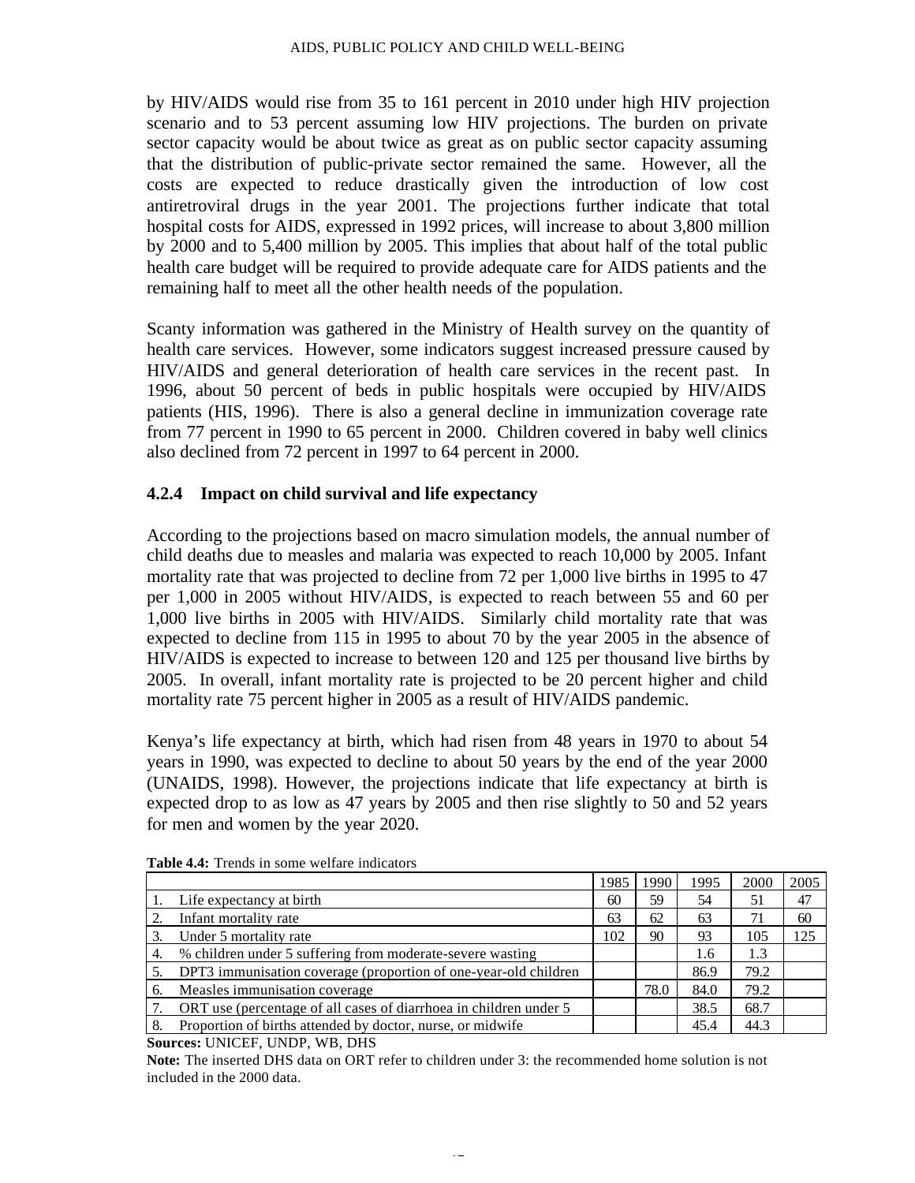by HIV/AIDS would rise from 35 to 161 percent in 2010 under high HIV projection scenario and to 53 percent assuming low HIV projections. The burden on private sector capacity would be about twice as great as on public sector capacity assuming that the distribution of public-private sector remained the same. However, all the costs are expected to reduce drastically given the introduction of low cost antiretroviral drugs in the year 2001. The projections further indicate that total hospital costs for AIDS, expressed in 1992 prices, will increase to about 3,800 million by 2000 and to 5,400 million by 2005. This implies that about half of the total public health care budget will be required to provide adequate care for AIDS patients and the remaining half to meet all the other health needs of the population.

Scanty information was gathered in the Ministry of Health survey on the quantity of health care services. However, some indicators suggest increased pressure caused by HIV/AIDS and general deterioration of health care services in the recent past. In 1996, about 50 percent of beds in public hospitals were occupied by HIV/AIDS patients (HIS, 1996). There is also a general decline in immunization coverage rate from 77 percent in 1990 to 65 percent in 2000. Children covered in baby well clinics also declined from 72 percent in 1997 to 64 percent in 2000.

### 4.2.4 Impact on child survival and life expectancy

According to the projections based on macro simulation models, the annual number of child deaths due to measles and malaria was expected to reach 10,000 by 2005. Infant mortality rate that was projected to decline from 72 per 1,000 live births in 1995 to 47 per 1,000 in 2005 without HIV/AIDS, is expected to reach between 55 and 60 per 1,000 live births in 2005 with HIV/AIDS. Similarly child mortality rate that was expected to decline from 115 in 1995 to about 70 by the year 2005 in the absence of HIV/AIDS is expected to increase to between 120 and 125 per thousand live births by 2005. In overall, infant mortality rate is projected to be 20 percent higher and child mortality rate 75 percent higher in 2005 as a result of HIV/AIDS pandemic.

Kenya's life expectancy at birth, which had risen from 48 years in 1970 to about 54 years in 1990, was expected to decline to about 50 years by the end of the year 2000 (UNAIDS, 1998). However, the projections indicate that life expectancy at birth is expected drop to as low as 47 years by 2005 and then rise slightly to 50 and 52 years for men and women by the year 2020.

**Table 4.4:** Trends in some welfare indicators

| | 1985 | 1990 | 1995 | 2000 | 2005 |
|---|---|---|---|---|---|
| 1. Life expectancy at birth | 60 | 59 | 54 | 51 | 47 |
| 2. Infant mortality rate | 63 | 62 | 63 | 71 | 60 |
| 3. Under 5 mortality rate | 102 | 90 | 93 | 105 | 125 |
| 4. % children under 5 suffering from moderate-severe wasting | | | 1.6 | 1.3 | |
| 5. DPT3 immunisation coverage (proportion of one-year-old children | | | 86.9 | 79.2 | |
| 6. Measles immunisation coverage | | 78.0 | 84.0 | 79.2 | |
| 7. ORT use (percentage of all cases of diarrhoea in children under 5 | | | 38.5 | 68.7 | |
| 8. Proportion of births attended by doctor, nurse, or midwife | | | 45.4 | 44.3 | |

**Sources:** UNICEF, UNDP, WB, DHS

**Note:** The inserted DHS data on ORT refer to children under 3: the recommended home solution is not included in the 2000 data.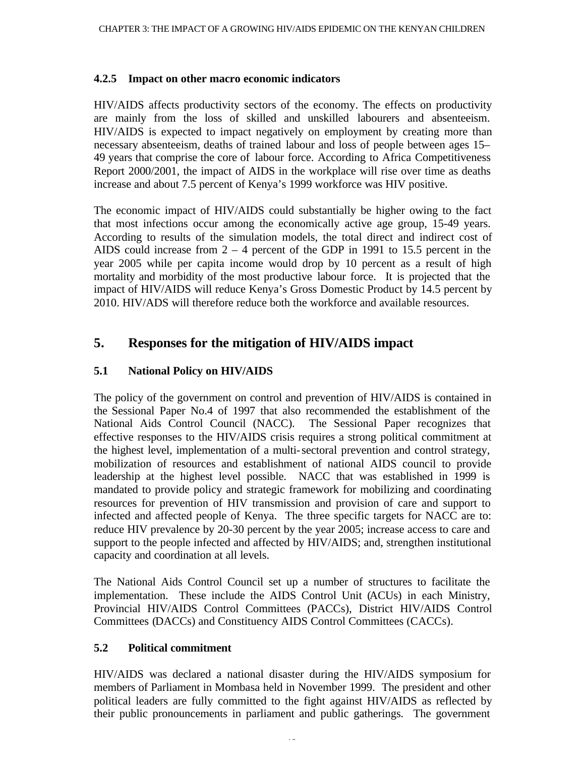#### 4.2.5 Impact on other macro economic indicators

HIV/AIDS affects productivity sectors of the economy. The effects on productivity are mainly from the loss of skilled and unskilled labourers and absenteeism. HIV/AIDS is expected to impact negatively on employment by creating more than necessary absenteeism, deaths of trained labour and loss of people between ages 15–49 years that comprise the core of labour force. According to Africa Competitiveness Report 2000/2001, the impact of AIDS in the workplace will rise over time as deaths increase and about 7.5 percent of Kenya's 1999 workforce was HIV positive.

The economic impact of HIV/AIDS could substantially be higher owing to the fact that most infections occur among the economically active age group, 15-49 years. According to results of the simulation models, the total direct and indirect cost of AIDS could increase from 2 – 4 percent of the GDP in 1991 to 15.5 percent in the year 2005 while per capita income would drop by 10 percent as a result of high mortality and morbidity of the most productive labour force. It is projected that the impact of HIV/AIDS will reduce Kenya's Gross Domestic Product by 14.5 percent by 2010. HIV/ADS will therefore reduce both the workforce and available resources.

## 5. Responses for the mitigation of HIV/AIDS impact

### 5.1 National Policy on HIV/AIDS

The policy of the government on control and prevention of HIV/AIDS is contained in the Sessional Paper No.4 of 1997 that also recommended the establishment of the National Aids Control Council (NACC). The Sessional Paper recognizes that effective responses to the HIV/AIDS crisis requires a strong political commitment at the highest level, implementation of a multi-sectoral prevention and control strategy, mobilization of resources and establishment of national AIDS council to provide leadership at the highest level possible. NACC that was established in 1999 is mandated to provide policy and strategic framework for mobilizing and coordinating resources for prevention of HIV transmission and provision of care and support to infected and affected people of Kenya. The three specific targets for NACC are to: reduce HIV prevalence by 20-30 percent by the year 2005; increase access to care and support to the people infected and affected by HIV/AIDS; and, strengthen institutional capacity and coordination at all levels.

The National Aids Control Council set up a number of structures to facilitate the implementation. These include the AIDS Control Unit (ACUs) in each Ministry, Provincial HIV/AIDS Control Committees (PACCs), District HIV/AIDS Control Committees (DACCs) and Constituency AIDS Control Committees (CACCs).

### 5.2 Political commitment

HIV/AIDS was declared a national disaster during the HIV/AIDS symposium for members of Parliament in Mombasa held in November 1999. The president and other political leaders are fully committed to the fight against HIV/AIDS as reflected by their public pronouncements in parliament and public gatherings. The government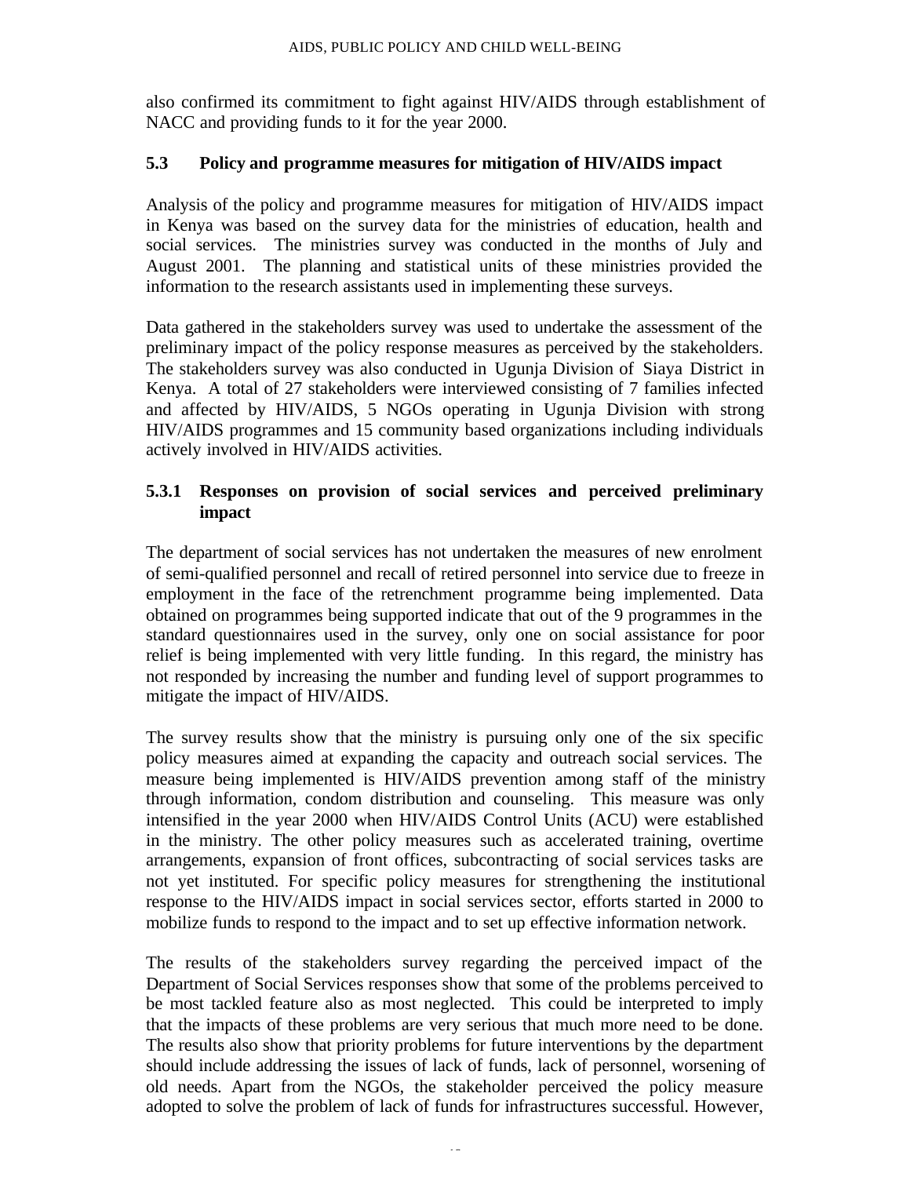also confirmed its commitment to fight against HIV/AIDS through establishment of NACC and providing funds to it for the year 2000.

### 5.3 Policy and programme measures for mitigation of HIV/AIDS impact

Analysis of the policy and programme measures for mitigation of HIV/AIDS impact in Kenya was based on the survey data for the ministries of education, health and social services. The ministries survey was conducted in the months of July and August 2001. The planning and statistical units of these ministries provided the information to the research assistants used in implementing these surveys.

Data gathered in the stakeholders survey was used to undertake the assessment of the preliminary impact of the policy response measures as perceived by the stakeholders. The stakeholders survey was also conducted in Ugunja Division of Siaya District in Kenya. A total of 27 stakeholders were interviewed consisting of 7 families infected and affected by HIV/AIDS, 5 NGOs operating in Ugunja Division with strong HIV/AIDS programmes and 15 community based organizations including individuals actively involved in HIV/AIDS activities.

#### 5.3.1 Responses on provision of social services and perceived preliminary impact

The department of social services has not undertaken the measures of new enrolment of semi-qualified personnel and recall of retired personnel into service due to freeze in employment in the face of the retrenchment programme being implemented. Data obtained on programmes being supported indicate that out of the 9 programmes in the standard questionnaires used in the survey, only one on social assistance for poor relief is being implemented with very little funding. In this regard, the ministry has not responded by increasing the number and funding level of support programmes to mitigate the impact of HIV/AIDS.

The survey results show that the ministry is pursuing only one of the six specific policy measures aimed at expanding the capacity and outreach social services. The measure being implemented is HIV/AIDS prevention among staff of the ministry through information, condom distribution and counseling. This measure was only intensified in the year 2000 when HIV/AIDS Control Units (ACU) were established in the ministry. The other policy measures such as accelerated training, overtime arrangements, expansion of front offices, subcontracting of social services tasks are not yet instituted. For specific policy measures for strengthening the institutional response to the HIV/AIDS impact in social services sector, efforts started in 2000 to mobilize funds to respond to the impact and to set up effective information network.

The results of the stakeholders survey regarding the perceived impact of the Department of Social Services responses show that some of the problems perceived to be most tackled feature also as most neglected. This could be interpreted to imply that the impacts of these problems are very serious that much more need to be done. The results also show that priority problems for future interventions by the department should include addressing the issues of lack of funds, lack of personnel, worsening of old needs. Apart from the NGOs, the stakeholder perceived the policy measure adopted to solve the problem of lack of funds for infrastructures successful. However,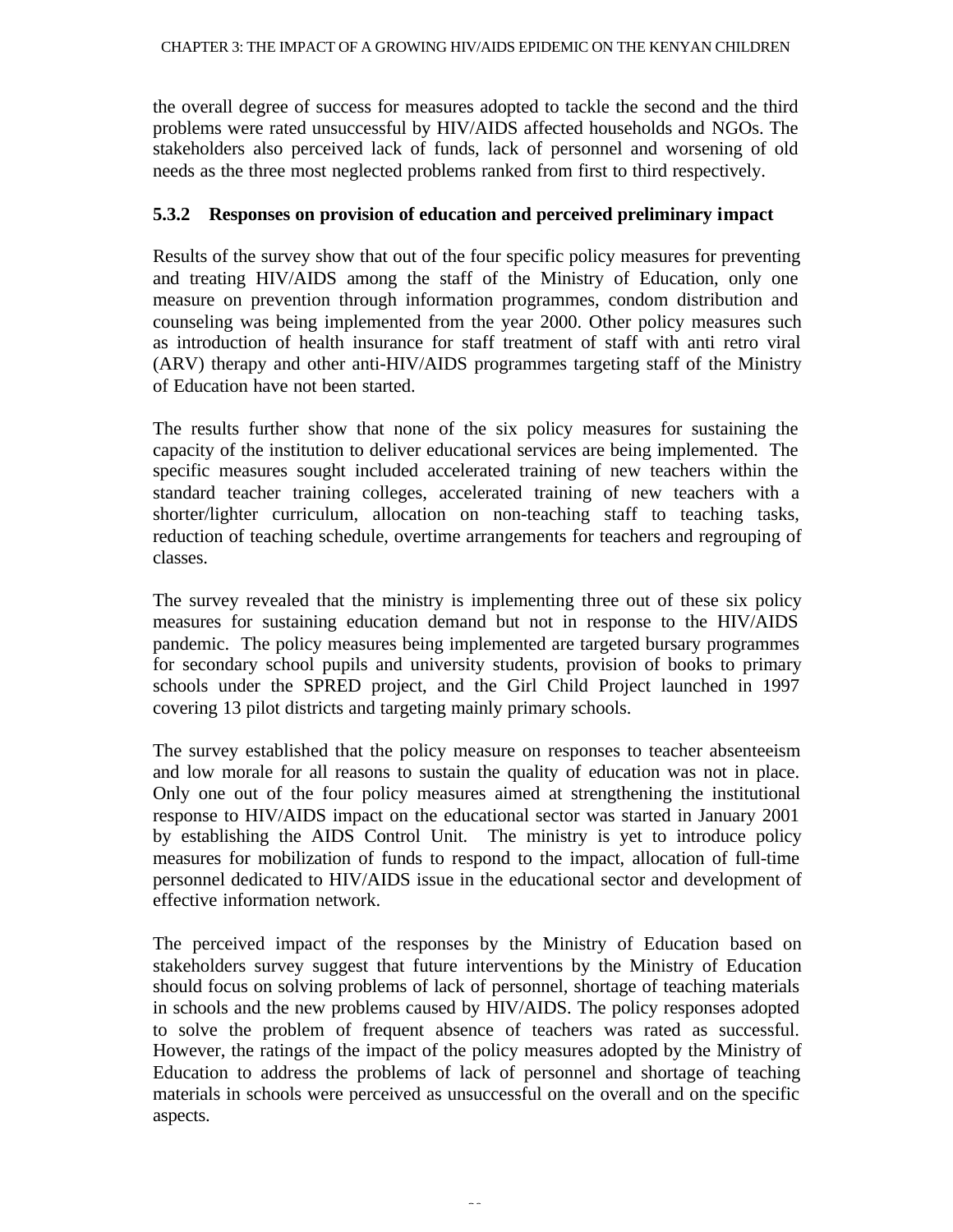the overall degree of success for measures adopted to tackle the second and the third problems were rated unsuccessful by HIV/AIDS affected households and NGOs. The stakeholders also perceived lack of funds, lack of personnel and worsening of old needs as the three most neglected problems ranked from first to third respectively.

### 5.3.2 Responses on provision of education and perceived preliminary impact

Results of the survey show that out of the four specific policy measures for preventing and treating HIV/AIDS among the staff of the Ministry of Education, only one measure on prevention through information programmes, condom distribution and counseling was being implemented from the year 2000. Other policy measures such as introduction of health insurance for staff treatment of staff with anti retro viral (ARV) therapy and other anti-HIV/AIDS programmes targeting staff of the Ministry of Education have not been started.

The results further show that none of the six policy measures for sustaining the capacity of the institution to deliver educational services are being implemented. The specific measures sought included accelerated training of new teachers within the standard teacher training colleges, accelerated training of new teachers with a shorter/lighter curriculum, allocation on non-teaching staff to teaching tasks, reduction of teaching schedule, overtime arrangements for teachers and regrouping of classes.

The survey revealed that the ministry is implementing three out of these six policy measures for sustaining education demand but not in response to the HIV/AIDS pandemic. The policy measures being implemented are targeted bursary programmes for secondary school pupils and university students, provision of books to primary schools under the SPRED project, and the Girl Child Project launched in 1997 covering 13 pilot districts and targeting mainly primary schools.

The survey established that the policy measure on responses to teacher absenteeism and low morale for all reasons to sustain the quality of education was not in place. Only one out of the four policy measures aimed at strengthening the institutional response to HIV/AIDS impact on the educational sector was started in January 2001 by establishing the AIDS Control Unit. The ministry is yet to introduce policy measures for mobilization of funds to respond to the impact, allocation of full-time personnel dedicated to HIV/AIDS issue in the educational sector and development of effective information network.

The perceived impact of the responses by the Ministry of Education based on stakeholders survey suggest that future interventions by the Ministry of Education should focus on solving problems of lack of personnel, shortage of teaching materials in schools and the new problems caused by HIV/AIDS. The policy responses adopted to solve the problem of frequent absence of teachers was rated as successful. However, the ratings of the impact of the policy measures adopted by the Ministry of Education to address the problems of lack of personnel and shortage of teaching materials in schools were perceived as unsuccessful on the overall and on the specific aspects.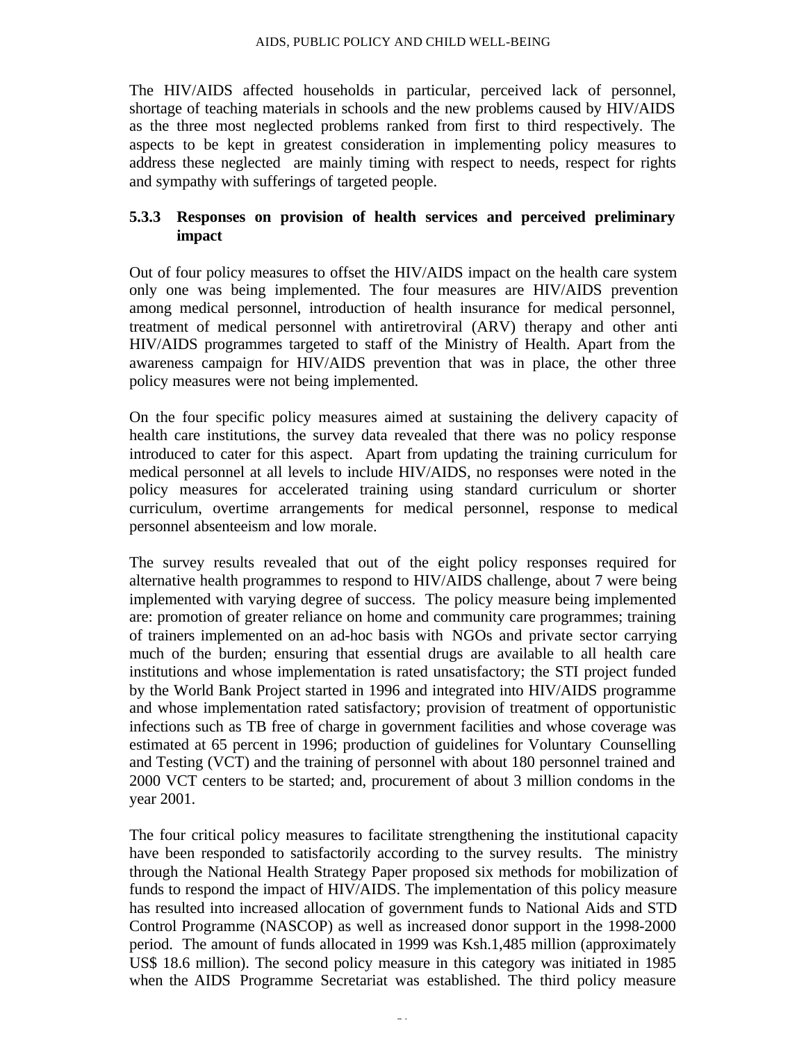The HIV/AIDS affected households in particular, perceived lack of personnel, shortage of teaching materials in schools and the new problems caused by HIV/AIDS as the three most neglected problems ranked from first to third respectively. The aspects to be kept in greatest consideration in implementing policy measures to address these neglected are mainly timing with respect to needs, respect for rights and sympathy with sufferings of targeted people.

### 5.3.3 Responses on provision of health services and perceived preliminary impact

Out of four policy measures to offset the HIV/AIDS impact on the health care system only one was being implemented. The four measures are HIV/AIDS prevention among medical personnel, introduction of health insurance for medical personnel, treatment of medical personnel with antiretroviral (ARV) therapy and other anti HIV/AIDS programmes targeted to staff of the Ministry of Health. Apart from the awareness campaign for HIV/AIDS prevention that was in place, the other three policy measures were not being implemented.

On the four specific policy measures aimed at sustaining the delivery capacity of health care institutions, the survey data revealed that there was no policy response introduced to cater for this aspect. Apart from updating the training curriculum for medical personnel at all levels to include HIV/AIDS, no responses were noted in the policy measures for accelerated training using standard curriculum or shorter curriculum, overtime arrangements for medical personnel, response to medical personnel absenteeism and low morale.

The survey results revealed that out of the eight policy responses required for alternative health programmes to respond to HIV/AIDS challenge, about 7 were being implemented with varying degree of success. The policy measure being implemented are: promotion of greater reliance on home and community care programmes; training of trainers implemented on an ad-hoc basis with NGOs and private sector carrying much of the burden; ensuring that essential drugs are available to all health care institutions and whose implementation is rated unsatisfactory; the STI project funded by the World Bank Project started in 1996 and integrated into HIV/AIDS programme and whose implementation rated satisfactory; provision of treatment of opportunistic infections such as TB free of charge in government facilities and whose coverage was estimated at 65 percent in 1996; production of guidelines for Voluntary Counselling and Testing (VCT) and the training of personnel with about 180 personnel trained and 2000 VCT centers to be started; and, procurement of about 3 million condoms in the year 2001.

The four critical policy measures to facilitate strengthening the institutional capacity have been responded to satisfactorily according to the survey results. The ministry through the National Health Strategy Paper proposed six methods for mobilization of funds to respond the impact of HIV/AIDS. The implementation of this policy measure has resulted into increased allocation of government funds to National Aids and STD Control Programme (NASCOP) as well as increased donor support in the 1998-2000 period. The amount of funds allocated in 1999 was Ksh.1,485 million (approximately US$ 18.6 million). The second policy measure in this category was initiated in 1985 when the AIDS Programme Secretariat was established. The third policy measure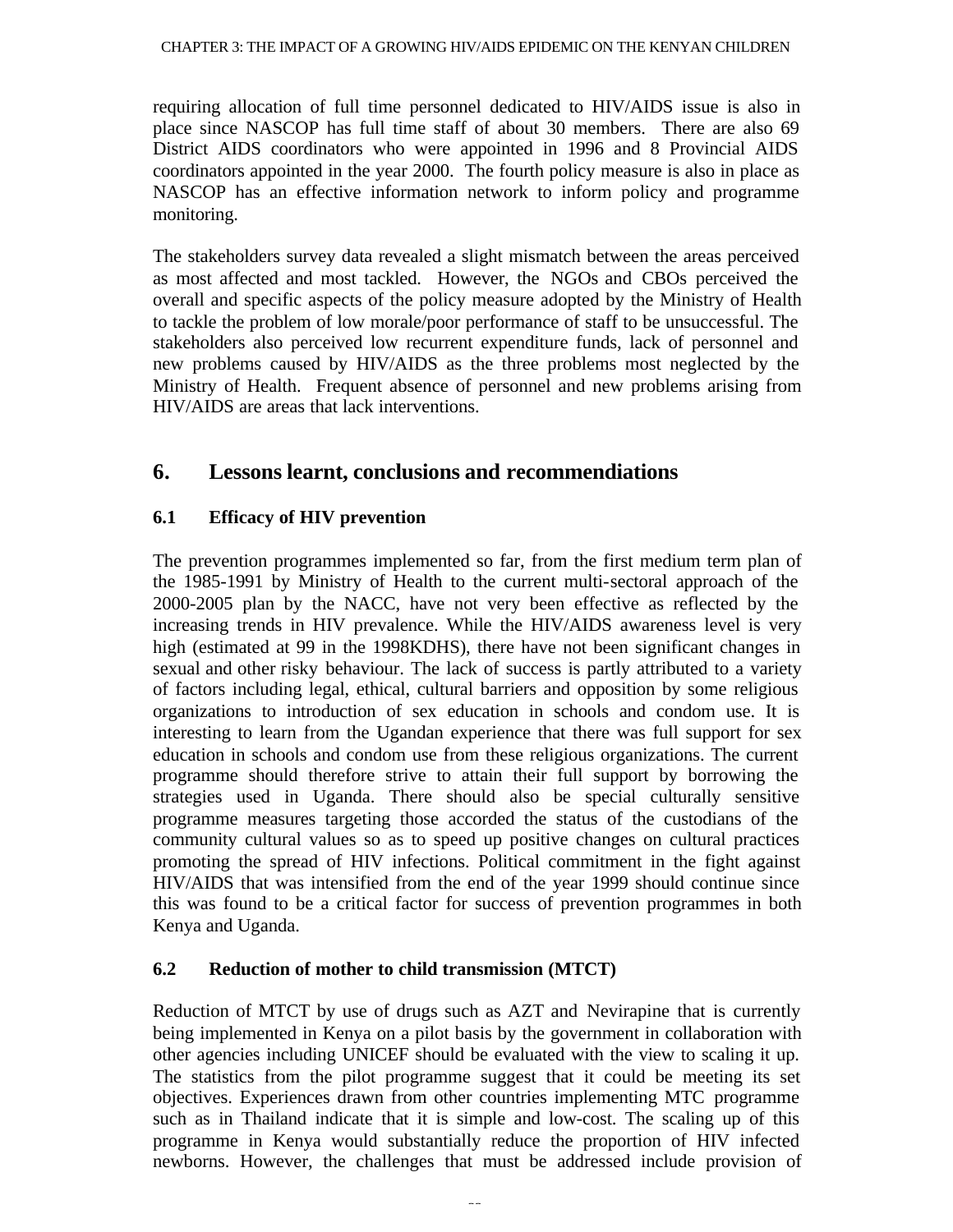requiring allocation of full time personnel dedicated to HIV/AIDS issue is also in place since NASCOP has full time staff of about 30 members. There are also 69 District AIDS coordinators who were appointed in 1996 and 8 Provincial AIDS coordinators appointed in the year 2000. The fourth policy measure is also in place as NASCOP has an effective information network to inform policy and programme monitoring.

The stakeholders survey data revealed a slight mismatch between the areas perceived as most affected and most tackled. However, the NGOs and CBOs perceived the overall and specific aspects of the policy measure adopted by the Ministry of Health to tackle the problem of low morale/poor performance of staff to be unsuccessful. The stakeholders also perceived low recurrent expenditure funds, lack of personnel and new problems caused by HIV/AIDS as the three problems most neglected by the Ministry of Health. Frequent absence of personnel and new problems arising from HIV/AIDS are areas that lack interventions.

## 6. Lessons learnt, conclusions and recommendiations

### 6.1 Efficacy of HIV prevention

The prevention programmes implemented so far, from the first medium term plan of the 1985-1991 by Ministry of Health to the current multi-sectoral approach of the 2000-2005 plan by the NACC, have not very been effective as reflected by the increasing trends in HIV prevalence. While the HIV/AIDS awareness level is very high (estimated at 99 in the 1998KDHS), there have not been significant changes in sexual and other risky behaviour. The lack of success is partly attributed to a variety of factors including legal, ethical, cultural barriers and opposition by some religious organizations to introduction of sex education in schools and condom use. It is interesting to learn from the Ugandan experience that there was full support for sex education in schools and condom use from these religious organizations. The current programme should therefore strive to attain their full support by borrowing the strategies used in Uganda. There should also be special culturally sensitive programme measures targeting those accorded the status of the custodians of the community cultural values so as to speed up positive changes on cultural practices promoting the spread of HIV infections. Political commitment in the fight against HIV/AIDS that was intensified from the end of the year 1999 should continue since this was found to be a critical factor for success of prevention programmes in both Kenya and Uganda.

### 6.2 Reduction of mother to child transmission (MTCT)

Reduction of MTCT by use of drugs such as AZT and Nevirapine that is currently being implemented in Kenya on a pilot basis by the government in collaboration with other agencies including UNICEF should be evaluated with the view to scaling it up. The statistics from the pilot programme suggest that it could be meeting its set objectives. Experiences drawn from other countries implementing MTC programme such as in Thailand indicate that it is simple and low-cost. The scaling up of this programme in Kenya would substantially reduce the proportion of HIV infected newborns. However, the challenges that must be addressed include provision of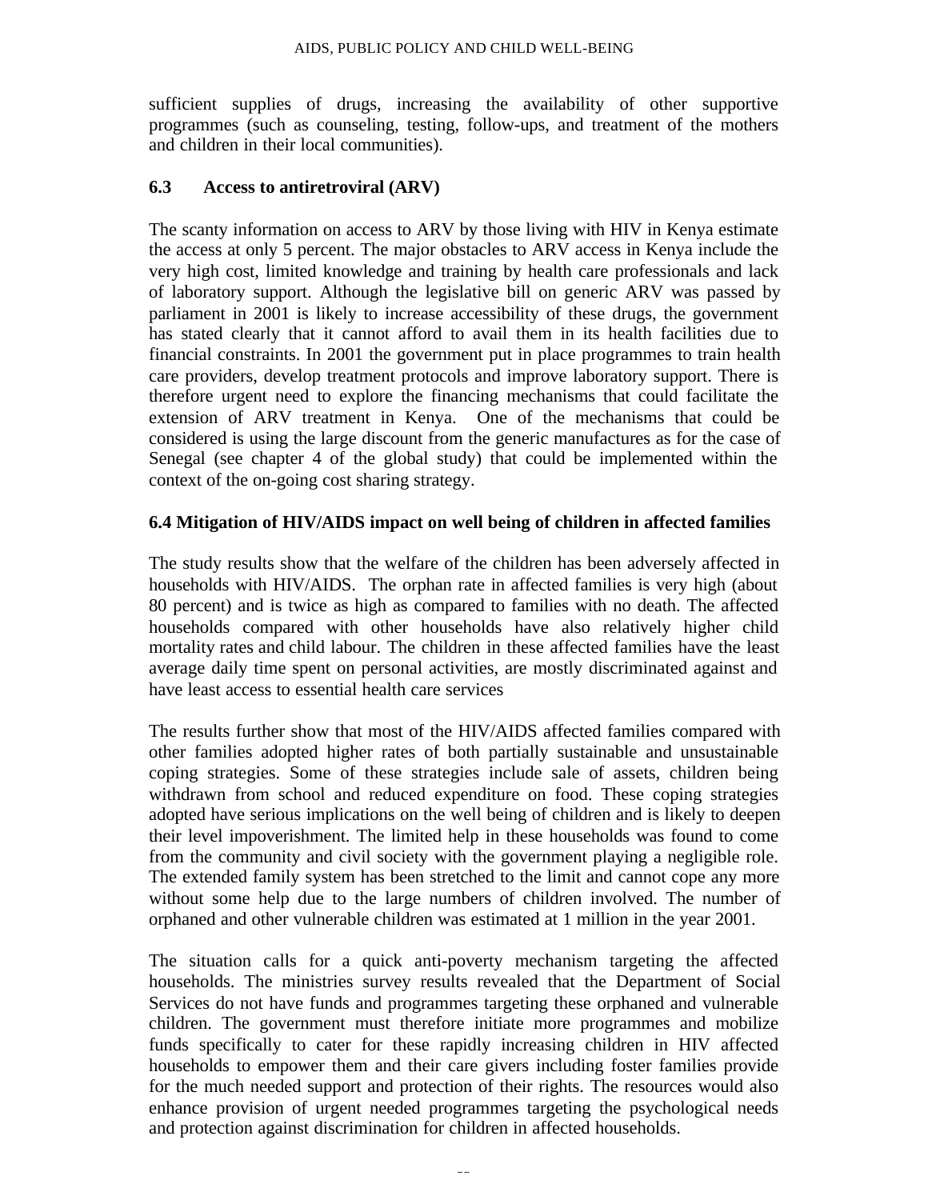sufficient supplies of drugs, increasing the availability of other supportive programmes (such as counseling, testing, follow-ups, and treatment of the mothers and children in their local communities).

## 6.3 Access to antiretroviral (ARV)

The scanty information on access to ARV by those living with HIV in Kenya estimate the access at only 5 percent. The major obstacles to ARV access in Kenya include the very high cost, limited knowledge and training by health care professionals and lack of laboratory support. Although the legislative bill on generic ARV was passed by parliament in 2001 is likely to increase accessibility of these drugs, the government has stated clearly that it cannot afford to avail them in its health facilities due to financial constraints. In 2001 the government put in place programmes to train health care providers, develop treatment protocols and improve laboratory support. There is therefore urgent need to explore the financing mechanisms that could facilitate the extension of ARV treatment in Kenya. One of the mechanisms that could be considered is using the large discount from the generic manufactures as for the case of Senegal (see chapter 4 of the global study) that could be implemented within the context of the on-going cost sharing strategy.

## 6.4 Mitigation of HIV/AIDS impact on well being of children in affected families

The study results show that the welfare of the children has been adversely affected in households with HIV/AIDS. The orphan rate in affected families is very high (about 80 percent) and is twice as high as compared to families with no death. The affected households compared with other households have also relatively higher child mortality rates and child labour. The children in these affected families have the least average daily time spent on personal activities, are mostly discriminated against and have least access to essential health care services

The results further show that most of the HIV/AIDS affected families compared with other families adopted higher rates of both partially sustainable and unsustainable coping strategies. Some of these strategies include sale of assets, children being withdrawn from school and reduced expenditure on food. These coping strategies adopted have serious implications on the well being of children and is likely to deepen their level impoverishment. The limited help in these households was found to come from the community and civil society with the government playing a negligible role. The extended family system has been stretched to the limit and cannot cope any more without some help due to the large numbers of children involved. The number of orphaned and other vulnerable children was estimated at 1 million in the year 2001.

The situation calls for a quick anti-poverty mechanism targeting the affected households. The ministries survey results revealed that the Department of Social Services do not have funds and programmes targeting these orphaned and vulnerable children. The government must therefore initiate more programmes and mobilize funds specifically to cater for these rapidly increasing children in HIV affected households to empower them and their care givers including foster families provide for the much needed support and protection of their rights. The resources would also enhance provision of urgent needed programmes targeting the psychological needs and protection against discrimination for children in affected households.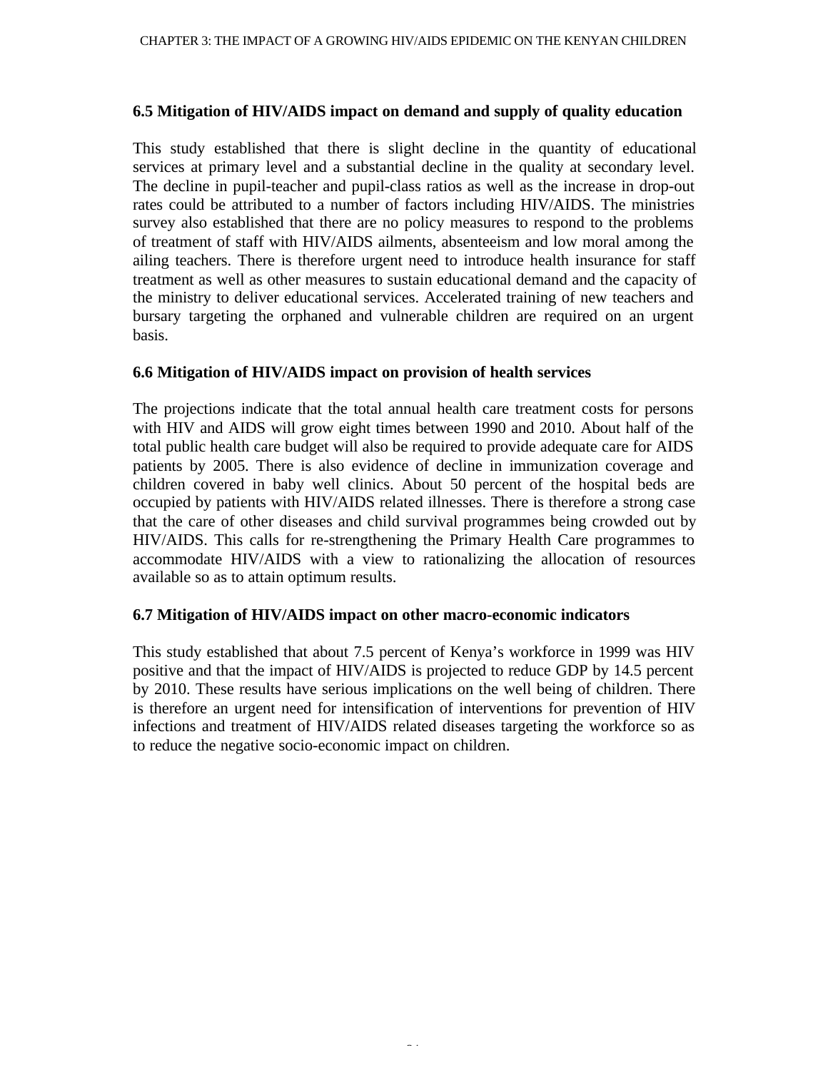## 6.5 Mitigation of HIV/AIDS impact on demand and supply of quality education

This study established that there is slight decline in the quantity of educational services at primary level and a substantial decline in the quality at secondary level. The decline in pupil-teacher and pupil-class ratios as well as the increase in drop-out rates could be attributed to a number of factors including HIV/AIDS. The ministries survey also established that there are no policy measures to respond to the problems of treatment of staff with HIV/AIDS ailments, absenteeism and low moral among the ailing teachers. There is therefore urgent need to introduce health insurance for staff treatment as well as other measures to sustain educational demand and the capacity of the ministry to deliver educational services. Accelerated training of new teachers and bursary targeting the orphaned and vulnerable children are required on an urgent basis.

## 6.6 Mitigation of HIV/AIDS impact on provision of health services

The projections indicate that the total annual health care treatment costs for persons with HIV and AIDS will grow eight times between 1990 and 2010. About half of the total public health care budget will also be required to provide adequate care for AIDS patients by 2005. There is also evidence of decline in immunization coverage and children covered in baby well clinics. About 50 percent of the hospital beds are occupied by patients with HIV/AIDS related illnesses. There is therefore a strong case that the care of other diseases and child survival programmes being crowded out by HIV/AIDS. This calls for re-strengthening the Primary Health Care programmes to accommodate HIV/AIDS with a view to rationalizing the allocation of resources available so as to attain optimum results.

## 6.7 Mitigation of HIV/AIDS impact on other macro-economic indicators

This study established that about 7.5 percent of Kenya's workforce in 1999 was HIV positive and that the impact of HIV/AIDS is projected to reduce GDP by 14.5 percent by 2010. These results have serious implications on the well being of children. There is therefore an urgent need for intensification of interventions for prevention of HIV infections and treatment of HIV/AIDS related diseases targeting the workforce so as to reduce the negative socio-economic impact on children.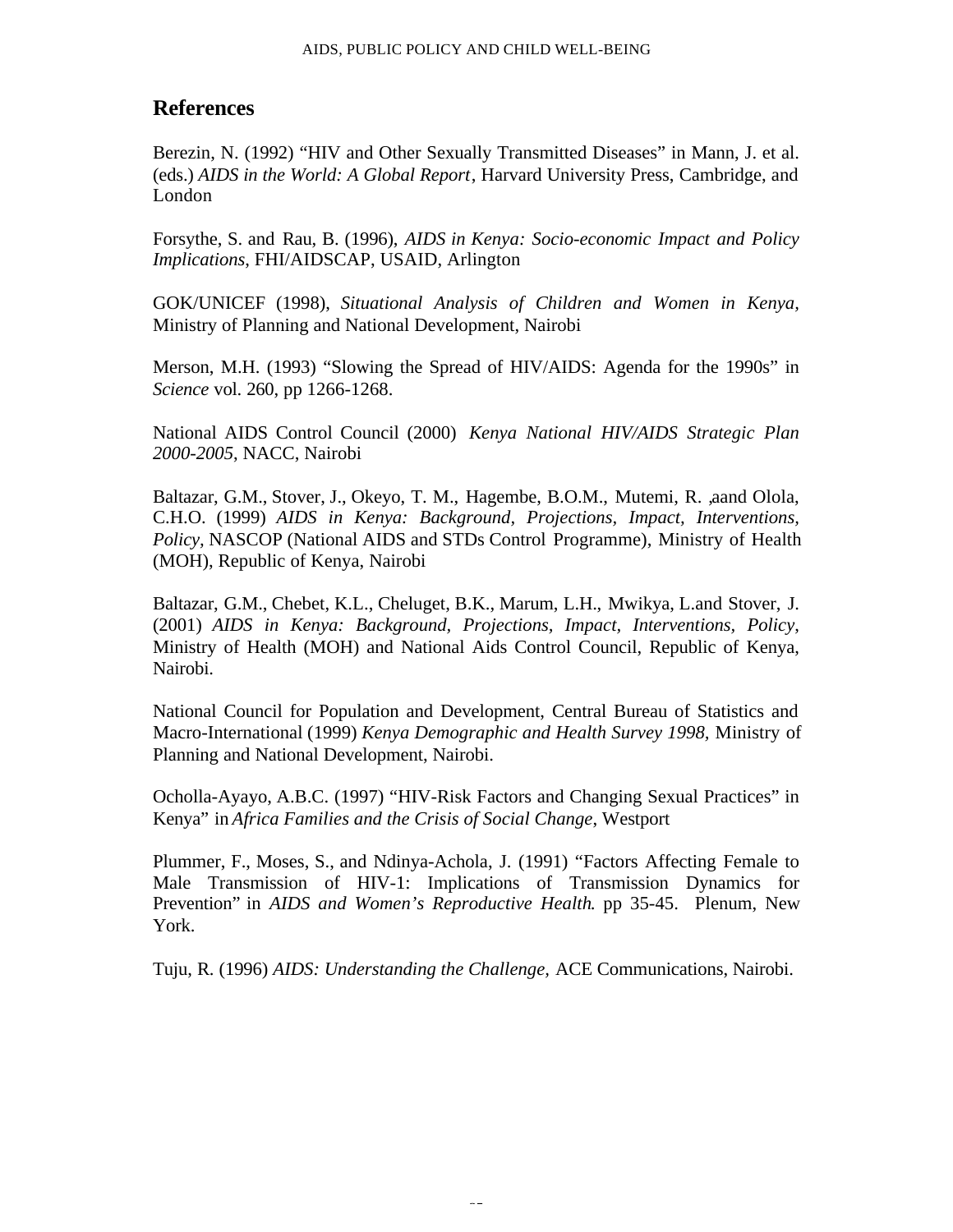## References

Berezin, N. (1992) “HIV and Other Sexually Transmitted Diseases” in Mann, J. et al. (eds.) *AIDS in the World: A Global Report*, Harvard University Press, Cambridge, and London

Forsythe, S. and Rau, B. (1996), *AIDS in Kenya: Socio-economic Impact and Policy Implications*, FHI/AIDSCAP, USAID, Arlington

GOK/UNICEF (1998), *Situational Analysis of Children and Women in Kenya*, Ministry of Planning and National Development, Nairobi

Merson, M.H. (1993) “Slowing the Spread of HIV/AIDS: Agenda for the 1990s” in *Science* vol. 260, pp 1266-1268.

National AIDS Control Council (2000) *Kenya National HIV/AIDS Strategic Plan 2000-2005*, NACC, Nairobi

Baltazar, G.M., Stover, J., Okeyo, T. M., Hagembe, B.O.M., Mutemi, R. ,aand Olola, C.H.O. (1999) *AIDS in Kenya: Background, Projections, Impact, Interventions, Policy,* NASCOP (National AIDS and STDs Control Programme), Ministry of Health (MOH), Republic of Kenya, Nairobi

Baltazar, G.M., Chebet, K.L., Cheluget, B.K., Marum, L.H., Mwikya, L.and Stover, J. (2001) *AIDS in Kenya: Background, Projections, Impact, Interventions, Policy*, Ministry of Health (MOH) and National Aids Control Council, Republic of Kenya, Nairobi.

National Council for Population and Development, Central Bureau of Statistics and Macro-International (1999) *Kenya Demographic and Health Survey 1998,* Ministry of Planning and National Development, Nairobi.

Ocholla-Ayayo, A.B.C. (1997) “HIV-Risk Factors and Changing Sexual Practices” in Kenya” in *Africa Families and the Crisis of Social Change*, Westport

Plummer, F., Moses, S., and Ndinya-Achola, J. (1991) “Factors Affecting Female to Male Transmission of HIV-1: Implications of Transmission Dynamics for Prevention” in *AIDS and Women’s Reproductive Health*. pp 35-45. Plenum, New York.

Tuju, R. (1996) *AIDS: Understanding the Challenge*, ACE Communications, Nairobi.